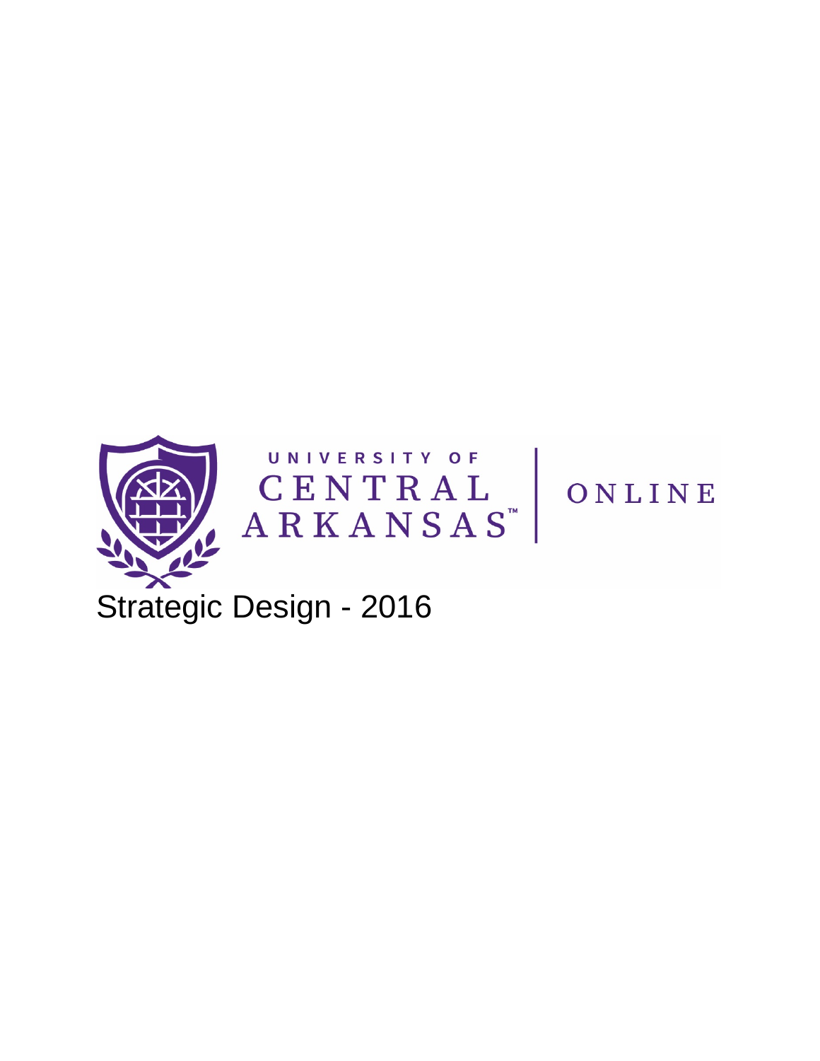UNIVERSITY OF CENTRAL ARKANSAS™ | ONLINE

# Strategic Design - 2016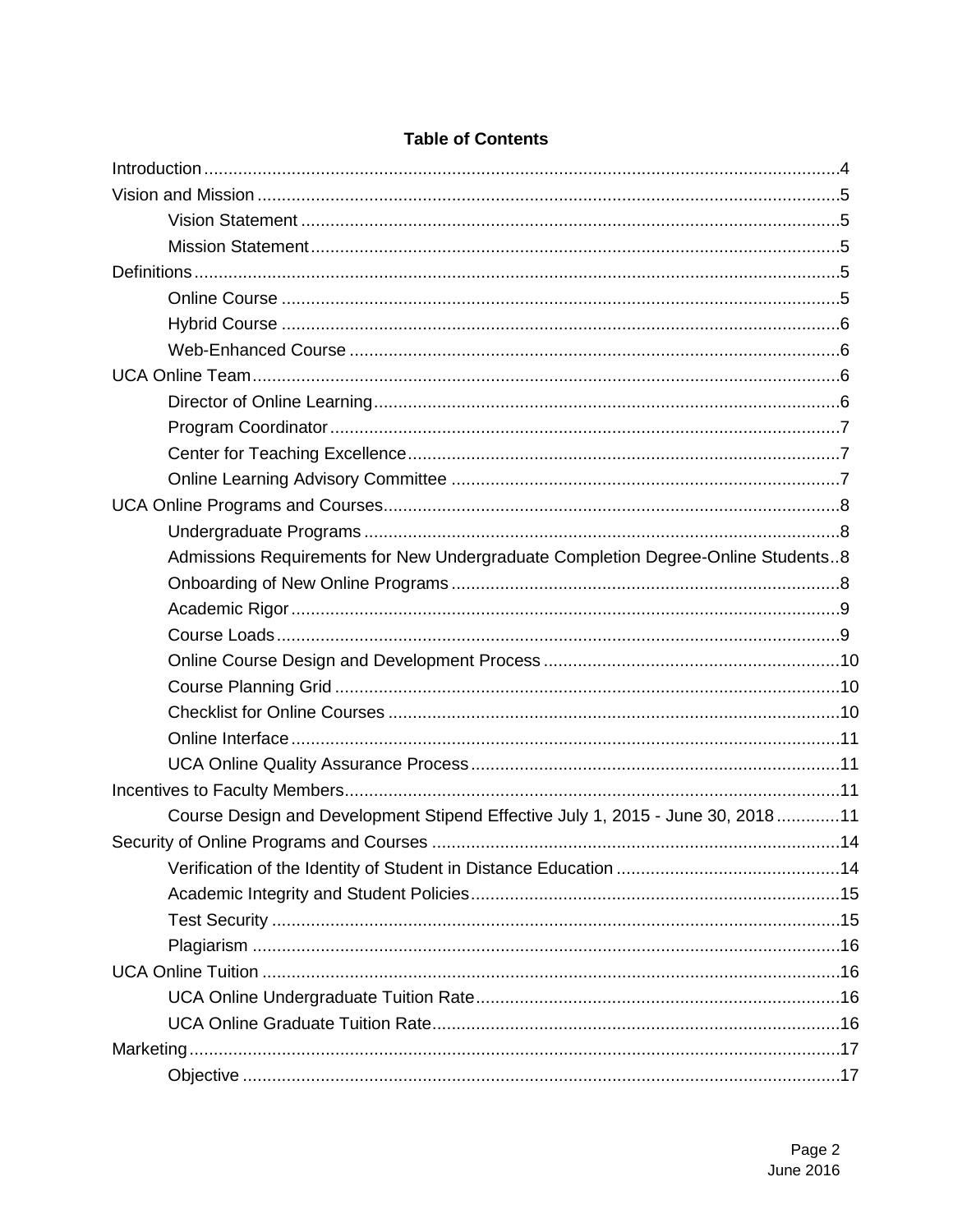**Table of Contents**

Introduction .......... 4

Vision and Mission .......... 5

- Vision Statement .......... 5
- Mission Statement .......... 5

Definitions .......... 5

- Online Course .......... 5
- Hybrid Course .......... 6
- Web-Enhanced Course .......... 6

UCA Online Team .......... 6

- Director of Online Learning .......... 6
- Program Coordinator .......... 7
- Center for Teaching Excellence .......... 7
- Online Learning Advisory Committee .......... 7

UCA Online Programs and Courses .......... 8

- Undergraduate Programs .......... 8
- Admissions Requirements for New Undergraduate Completion Degree-Online Students .......... 8
- Onboarding of New Online Programs .......... 8
- Academic Rigor .......... 9
- Course Loads .......... 9
- Online Course Design and Development Process .......... 10
- Course Planning Grid .......... 10
- Checklist for Online Courses .......... 10
- Online Interface .......... 11
- UCA Online Quality Assurance Process .......... 11

Incentives to Faculty Members .......... 11

- Course Design and Development Stipend Effective July 1, 2015 - June 30, 2018 .......... 11

Security of Online Programs and Courses .......... 14

- Verification of the Identity of Student in Distance Education .......... 14
- Academic Integrity and Student Policies .......... 15
- Test Security .......... 15
- Plagiarism .......... 16

UCA Online Tuition .......... 16

- UCA Online Undergraduate Tuition Rate .......... 16
- UCA Online Graduate Tuition Rate .......... 16

Marketing .......... 17

- Objective .......... 17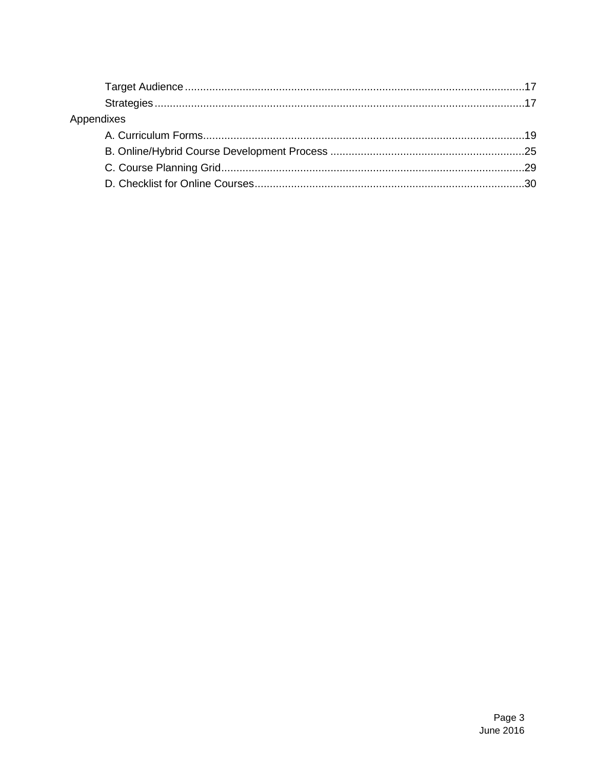- Target Audience ..... 17
- Strategies ..... 17

Appendixes

- A. Curriculum Forms ..... 19
- B. Online/Hybrid Course Development Process ..... 25
- C. Course Planning Grid ..... 29
- D. Checklist for Online Courses ..... 30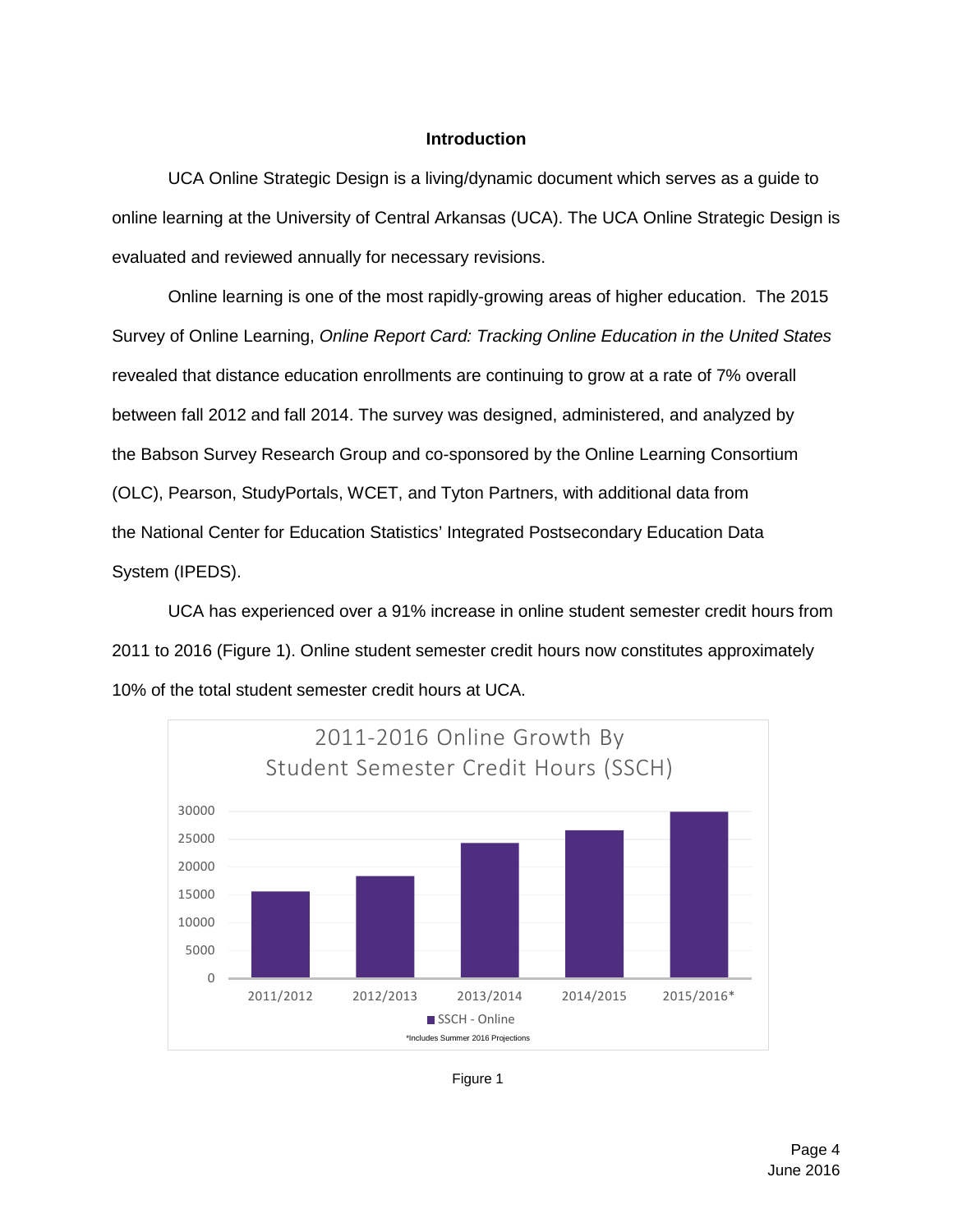## Introduction

UCA Online Strategic Design is a living/dynamic document which serves as a guide to online learning at the University of Central Arkansas (UCA). The UCA Online Strategic Design is evaluated and reviewed annually for necessary revisions.

Online learning is one of the most rapidly-growing areas of higher education. The 2015 Survey of Online Learning, *Online Report Card: Tracking Online Education in the United States* revealed that distance education enrollments are continuing to grow at a rate of 7% overall between fall 2012 and fall 2014. The survey was designed, administered, and analyzed by the Babson Survey Research Group and co-sponsored by the Online Learning Consortium (OLC), Pearson, StudyPortals, WCET, and Tyton Partners, with additional data from the National Center for Education Statistics' Integrated Postsecondary Education Data System (IPEDS).

UCA has experienced over a 91% increase in online student semester credit hours from 2011 to 2016 (Figure 1). Online student semester credit hours now constitutes approximately 10% of the total student semester credit hours at UCA.

2011-2016 Online Growth By Student Semester Credit Hours (SSCH)

*Includes Summer 2016 Projections

Figure 1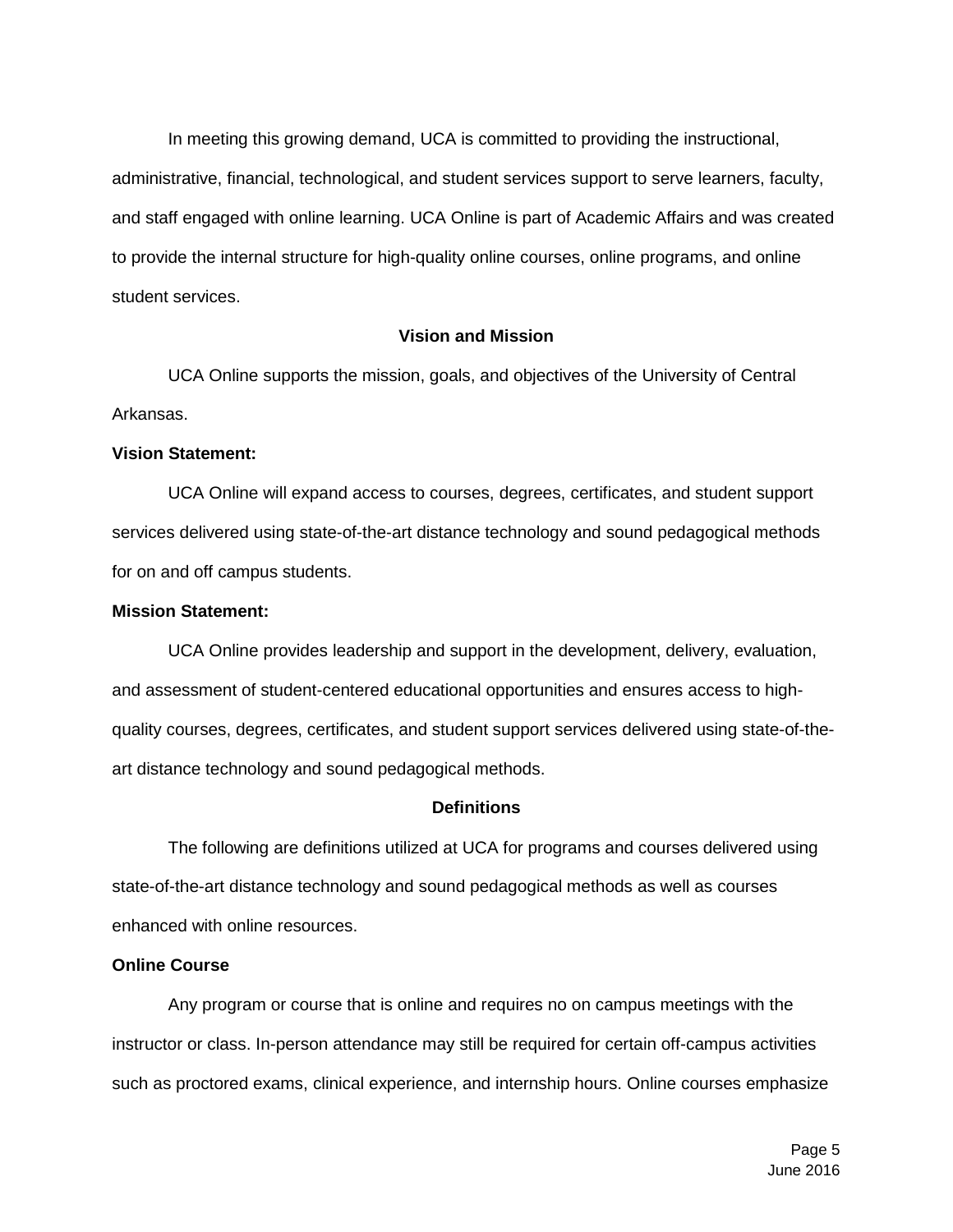In meeting this growing demand, UCA is committed to providing the instructional, administrative, financial, technological, and student services support to serve learners, faculty, and staff engaged with online learning. UCA Online is part of Academic Affairs and was created to provide the internal structure for high-quality online courses, online programs, and online student services.

## Vision and Mission

UCA Online supports the mission, goals, and objectives of the University of Central Arkansas.

**Vision Statement:**

UCA Online will expand access to courses, degrees, certificates, and student support services delivered using state-of-the-art distance technology and sound pedagogical methods for on and off campus students.

**Mission Statement:**

UCA Online provides leadership and support in the development, delivery, evaluation, and assessment of student-centered educational opportunities and ensures access to high-quality courses, degrees, certificates, and student support services delivered using state-of-the-art distance technology and sound pedagogical methods.

## Definitions

The following are definitions utilized at UCA for programs and courses delivered using state-of-the-art distance technology and sound pedagogical methods as well as courses enhanced with online resources.

**Online Course**

Any program or course that is online and requires no on campus meetings with the instructor or class. In-person attendance may still be required for certain off-campus activities such as proctored exams, clinical experience, and internship hours. Online courses emphasize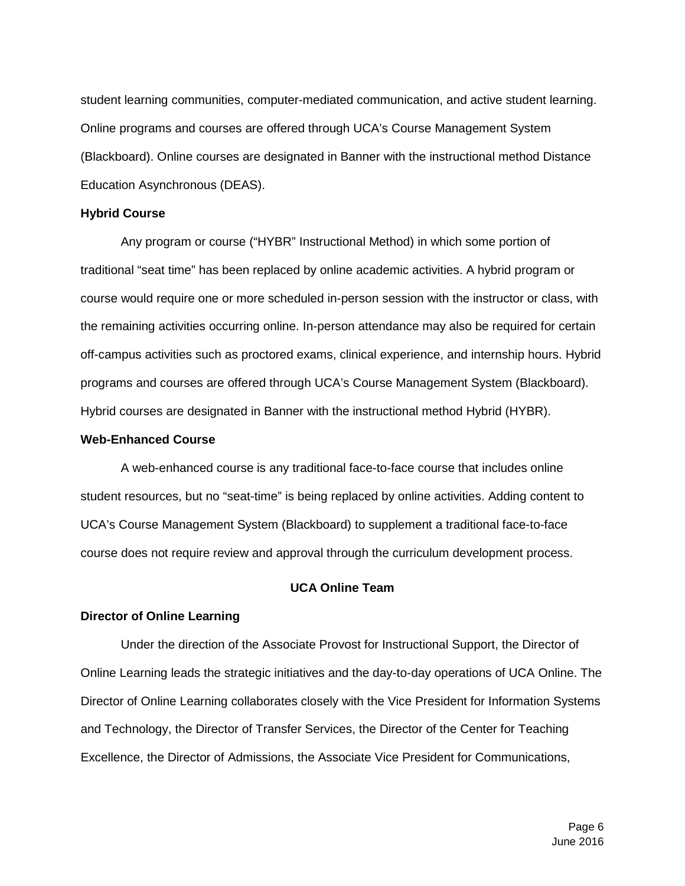student learning communities, computer-mediated communication, and active student learning. Online programs and courses are offered through UCA's Course Management System (Blackboard). Online courses are designated in Banner with the instructional method Distance Education Asynchronous (DEAS).

**Hybrid Course**

Any program or course ("HYBR" Instructional Method) in which some portion of traditional "seat time" has been replaced by online academic activities. A hybrid program or course would require one or more scheduled in-person session with the instructor or class, with the remaining activities occurring online. In-person attendance may also be required for certain off-campus activities such as proctored exams, clinical experience, and internship hours. Hybrid programs and courses are offered through UCA's Course Management System (Blackboard). Hybrid courses are designated in Banner with the instructional method Hybrid (HYBR).

**Web-Enhanced Course**

A web-enhanced course is any traditional face-to-face course that includes online student resources, but no "seat-time" is being replaced by online activities. Adding content to UCA's Course Management System (Blackboard) to supplement a traditional face-to-face course does not require review and approval through the curriculum development process.

## UCA Online Team

**Director of Online Learning**

Under the direction of the Associate Provost for Instructional Support, the Director of Online Learning leads the strategic initiatives and the day-to-day operations of UCA Online. The Director of Online Learning collaborates closely with the Vice President for Information Systems and Technology, the Director of Transfer Services, the Director of the Center for Teaching Excellence, the Director of Admissions, the Associate Vice President for Communications,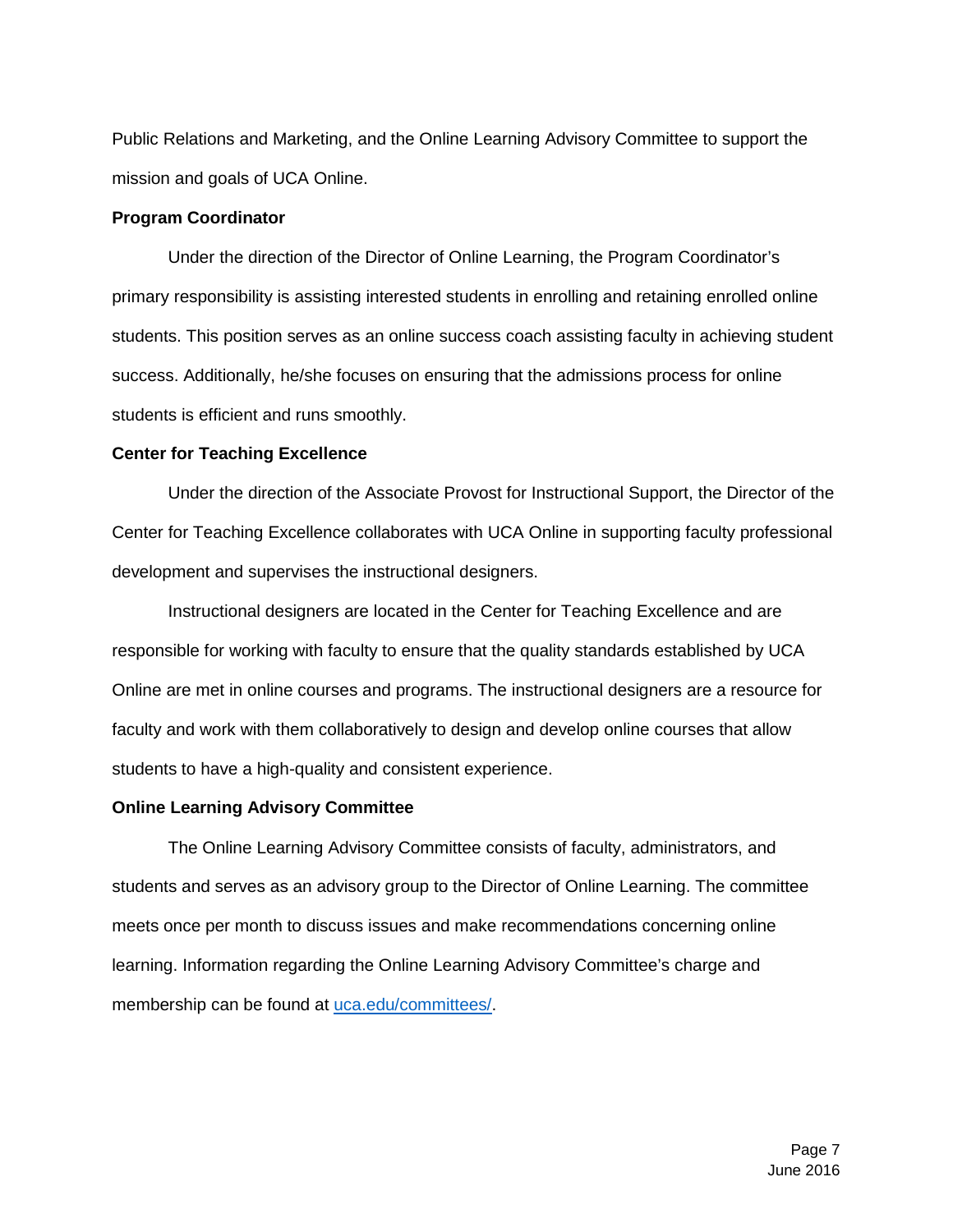Public Relations and Marketing, and the Online Learning Advisory Committee to support the mission and goals of UCA Online.

**Program Coordinator**

Under the direction of the Director of Online Learning, the Program Coordinator's primary responsibility is assisting interested students in enrolling and retaining enrolled online students. This position serves as an online success coach assisting faculty in achieving student success. Additionally, he/she focuses on ensuring that the admissions process for online students is efficient and runs smoothly.

**Center for Teaching Excellence**

Under the direction of the Associate Provost for Instructional Support, the Director of the Center for Teaching Excellence collaborates with UCA Online in supporting faculty professional development and supervises the instructional designers.

Instructional designers are located in the Center for Teaching Excellence and are responsible for working with faculty to ensure that the quality standards established by UCA Online are met in online courses and programs. The instructional designers are a resource for faculty and work with them collaboratively to design and develop online courses that allow students to have a high-quality and consistent experience.

**Online Learning Advisory Committee**

The Online Learning Advisory Committee consists of faculty, administrators, and students and serves as an advisory group to the Director of Online Learning. The committee meets once per month to discuss issues and make recommendations concerning online learning. Information regarding the Online Learning Advisory Committee's charge and membership can be found at [uca.edu/committees/](uca.edu/committees/).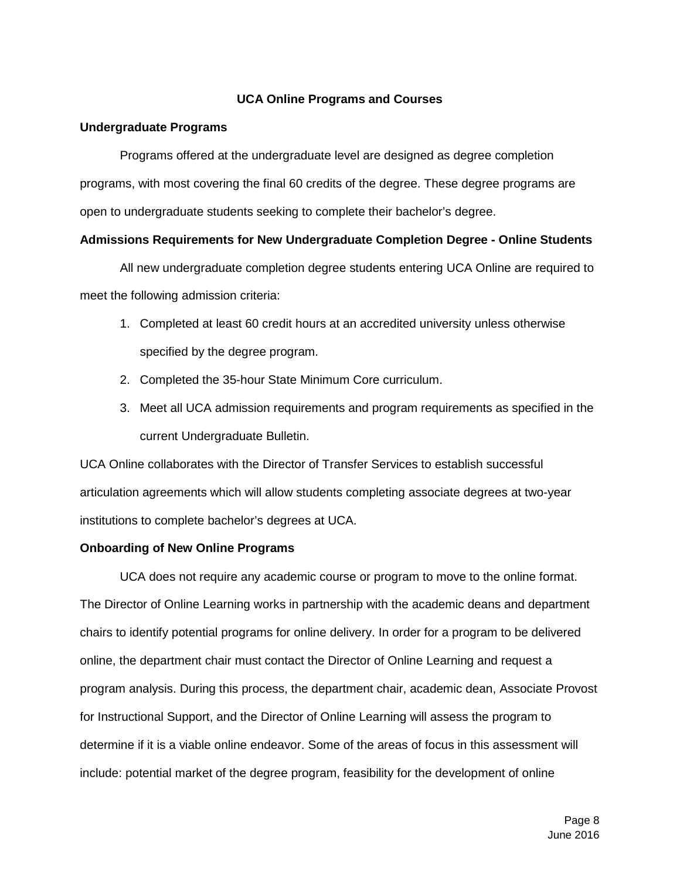## UCA Online Programs and Courses

### Undergraduate Programs

Programs offered at the undergraduate level are designed as degree completion programs, with most covering the final 60 credits of the degree. These degree programs are open to undergraduate students seeking to complete their bachelor's degree.

### Admissions Requirements for New Undergraduate Completion Degree - Online Students

All new undergraduate completion degree students entering UCA Online are required to meet the following admission criteria:

1. Completed at least 60 credit hours at an accredited university unless otherwise specified by the degree program.
2. Completed the 35-hour State Minimum Core curriculum.
3. Meet all UCA admission requirements and program requirements as specified in the current Undergraduate Bulletin.

UCA Online collaborates with the Director of Transfer Services to establish successful articulation agreements which will allow students completing associate degrees at two-year institutions to complete bachelor's degrees at UCA.

### Onboarding of New Online Programs

UCA does not require any academic course or program to move to the online format. The Director of Online Learning works in partnership with the academic deans and department chairs to identify potential programs for online delivery. In order for a program to be delivered online, the department chair must contact the Director of Online Learning and request a program analysis. During this process, the department chair, academic dean, Associate Provost for Instructional Support, and the Director of Online Learning will assess the program to determine if it is a viable online endeavor. Some of the areas of focus in this assessment will include: potential market of the degree program, feasibility for the development of online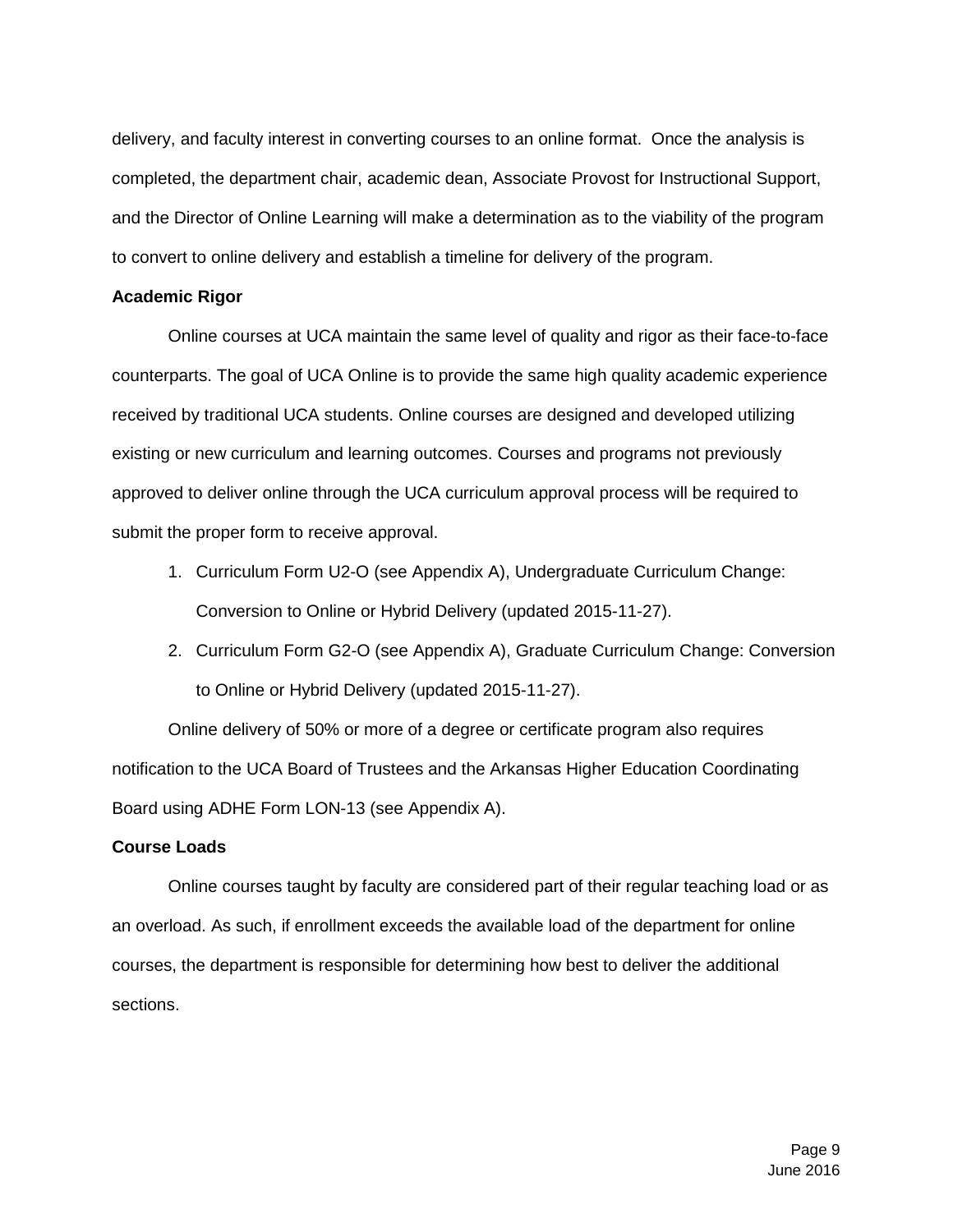delivery, and faculty interest in converting courses to an online format. Once the analysis is completed, the department chair, academic dean, Associate Provost for Instructional Support, and the Director of Online Learning will make a determination as to the viability of the program to convert to online delivery and establish a timeline for delivery of the program.

**Academic Rigor**

Online courses at UCA maintain the same level of quality and rigor as their face-to-face counterparts. The goal of UCA Online is to provide the same high quality academic experience received by traditional UCA students. Online courses are designed and developed utilizing existing or new curriculum and learning outcomes. Courses and programs not previously approved to deliver online through the UCA curriculum approval process will be required to submit the proper form to receive approval.

1. Curriculum Form U2-O (see Appendix A), Undergraduate Curriculum Change: Conversion to Online or Hybrid Delivery (updated 2015-11-27).
2. Curriculum Form G2-O (see Appendix A), Graduate Curriculum Change: Conversion to Online or Hybrid Delivery (updated 2015-11-27).

Online delivery of 50% or more of a degree or certificate program also requires notification to the UCA Board of Trustees and the Arkansas Higher Education Coordinating Board using ADHE Form LON-13 (see Appendix A).

**Course Loads**

Online courses taught by faculty are considered part of their regular teaching load or as an overload. As such, if enrollment exceeds the available load of the department for online courses, the department is responsible for determining how best to deliver the additional sections.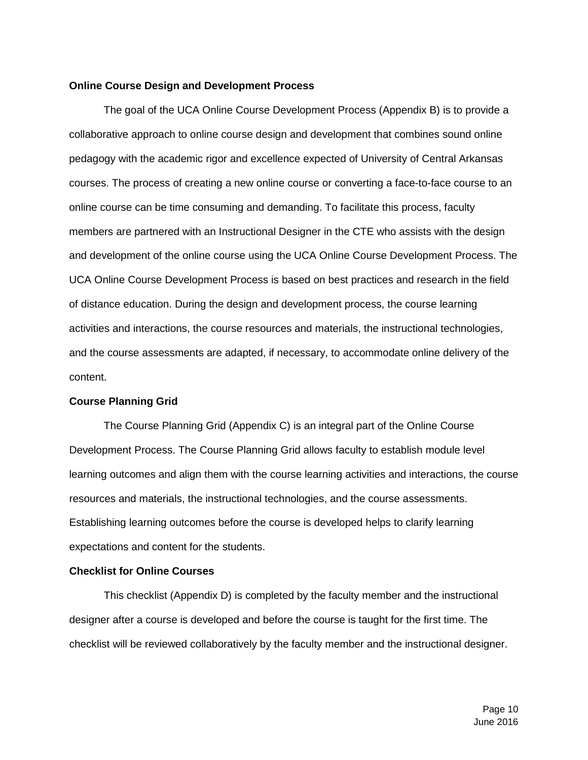**Online Course Design and Development Process**

The goal of the UCA Online Course Development Process (Appendix B) is to provide a collaborative approach to online course design and development that combines sound online pedagogy with the academic rigor and excellence expected of University of Central Arkansas courses. The process of creating a new online course or converting a face-to-face course to an online course can be time consuming and demanding. To facilitate this process, faculty members are partnered with an Instructional Designer in the CTE who assists with the design and development of the online course using the UCA Online Course Development Process. The UCA Online Course Development Process is based on best practices and research in the field of distance education. During the design and development process, the course learning activities and interactions, the course resources and materials, the instructional technologies, and the course assessments are adapted, if necessary, to accommodate online delivery of the content.

**Course Planning Grid**

The Course Planning Grid (Appendix C) is an integral part of the Online Course Development Process. The Course Planning Grid allows faculty to establish module level learning outcomes and align them with the course learning activities and interactions, the course resources and materials, the instructional technologies, and the course assessments. Establishing learning outcomes before the course is developed helps to clarify learning expectations and content for the students.

**Checklist for Online Courses**

This checklist (Appendix D) is completed by the faculty member and the instructional designer after a course is developed and before the course is taught for the first time. The checklist will be reviewed collaboratively by the faculty member and the instructional designer.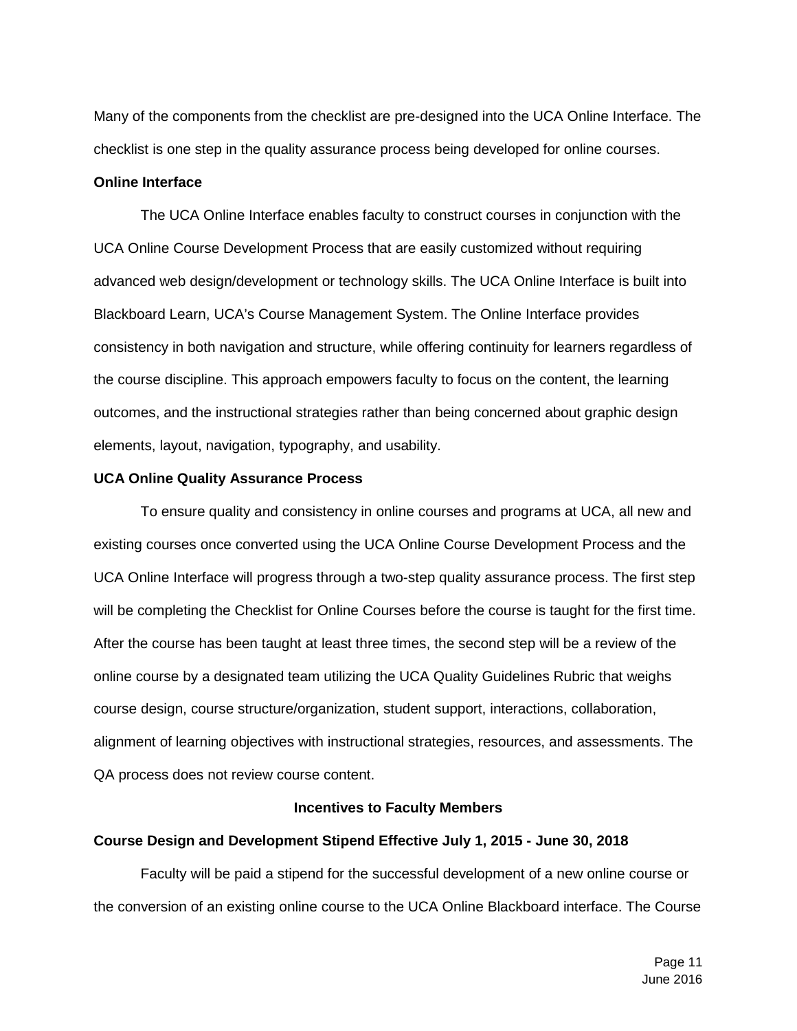Many of the components from the checklist are pre-designed into the UCA Online Interface. The checklist is one step in the quality assurance process being developed for online courses.

**Online Interface**

The UCA Online Interface enables faculty to construct courses in conjunction with the UCA Online Course Development Process that are easily customized without requiring advanced web design/development or technology skills. The UCA Online Interface is built into Blackboard Learn, UCA's Course Management System. The Online Interface provides consistency in both navigation and structure, while offering continuity for learners regardless of the course discipline. This approach empowers faculty to focus on the content, the learning outcomes, and the instructional strategies rather than being concerned about graphic design elements, layout, navigation, typography, and usability.

**UCA Online Quality Assurance Process**

To ensure quality and consistency in online courses and programs at UCA, all new and existing courses once converted using the UCA Online Course Development Process and the UCA Online Interface will progress through a two-step quality assurance process. The first step will be completing the Checklist for Online Courses before the course is taught for the first time. After the course has been taught at least three times, the second step will be a review of the online course by a designated team utilizing the UCA Quality Guidelines Rubric that weighs course design, course structure/organization, student support, interactions, collaboration, alignment of learning objectives with instructional strategies, resources, and assessments. The QA process does not review course content.

## Incentives to Faculty Members

**Course Design and Development Stipend Effective July 1, 2015 - June 30, 2018**

Faculty will be paid a stipend for the successful development of a new online course or the conversion of an existing online course to the UCA Online Blackboard interface. The Course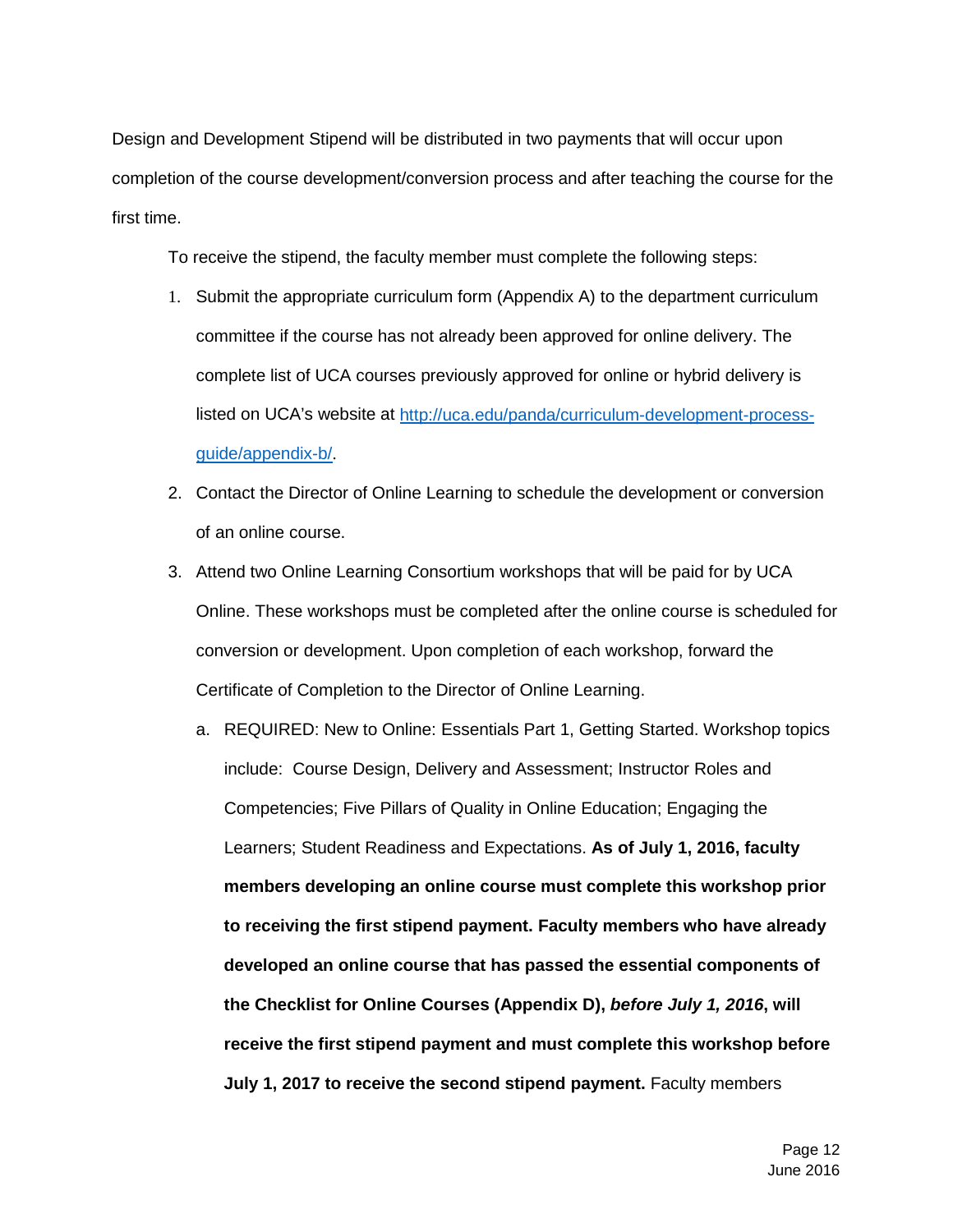Design and Development Stipend will be distributed in two payments that will occur upon completion of the course development/conversion process and after teaching the course for the first time.

To receive the stipend, the faculty member must complete the following steps:

1. Submit the appropriate curriculum form (Appendix A) to the department curriculum committee if the course has not already been approved for online delivery. The complete list of UCA courses previously approved for online or hybrid delivery is listed on UCA's website at [http://uca.edu/panda/curriculum-development-process-guide/appendix-b/](http://uca.edu/panda/curriculum-development-process-guide/appendix-b/).
2. Contact the Director of Online Learning to schedule the development or conversion of an online course.
3. Attend two Online Learning Consortium workshops that will be paid for by UCA Online. These workshops must be completed after the online course is scheduled for conversion or development. Upon completion of each workshop, forward the Certificate of Completion to the Director of Online Learning.
   a. REQUIRED: New to Online: Essentials Part 1, Getting Started. Workshop topics include: Course Design, Delivery and Assessment; Instructor Roles and Competencies; Five Pillars of Quality in Online Education; Engaging the Learners; Student Readiness and Expectations. **As of July 1, 2016, faculty members developing an online course must complete this workshop prior to receiving the first stipend payment. Faculty members who have already developed an online course that has passed the essential components of the Checklist for Online Courses (Appendix D), *before July 1, 2016*, will receive the first stipend payment and must complete this workshop before July 1, 2017 to receive the second stipend payment.** Faculty members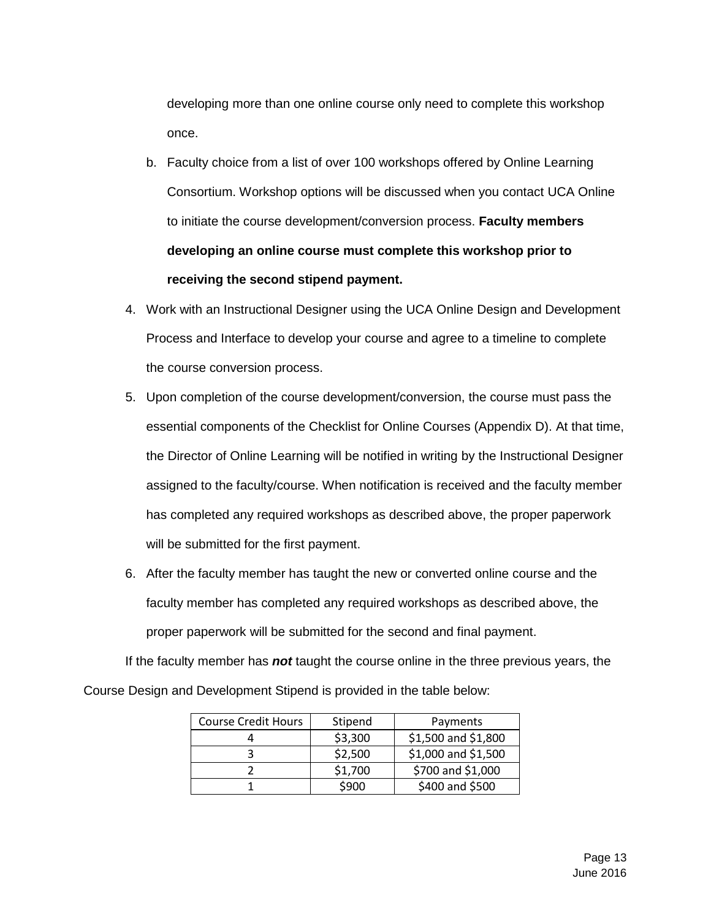developing more than one online course only need to complete this workshop once.

   b. Faculty choice from a list of over 100 workshops offered by Online Learning Consortium. Workshop options will be discussed when you contact UCA Online to initiate the course development/conversion process. **Faculty members developing an online course must complete this workshop prior to receiving the second stipend payment.**

4. Work with an Instructional Designer using the UCA Online Design and Development Process and Interface to develop your course and agree to a timeline to complete the course conversion process.
5. Upon completion of the course development/conversion, the course must pass the essential components of the Checklist for Online Courses (Appendix D). At that time, the Director of Online Learning will be notified in writing by the Instructional Designer assigned to the faculty/course. When notification is received and the faculty member has completed any required workshops as described above, the proper paperwork will be submitted for the first payment.
6. After the faculty member has taught the new or converted online course and the faculty member has completed any required workshops as described above, the proper paperwork will be submitted for the second and final payment.

If the faculty member has ***not*** taught the course online in the three previous years, the Course Design and Development Stipend is provided in the table below:

| Course Credit Hours | Stipend | Payments |
|---|---|---|
| 4 | $3,300 | $1,500 and $1,800 |
| 3 | $2,500 | $1,000 and $1,500 |
| 2 | $1,700 | $700 and $1,000 |
| 1 | $900 | $400 and $500 |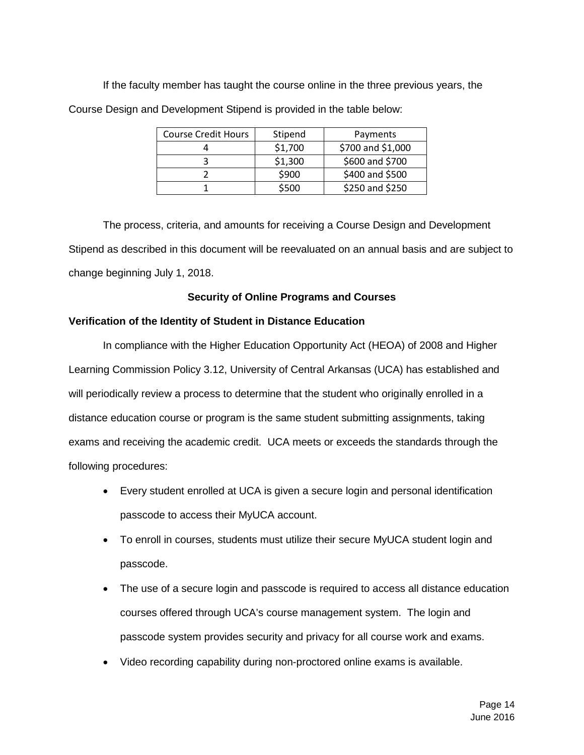If the faculty member has taught the course online in the three previous years, the Course Design and Development Stipend is provided in the table below:

| Course Credit Hours | Stipend | Payments |
| --- | --- | --- |
| 4 | $1,700 | $700 and $1,000 |
| 3 | $1,300 | $600 and $700 |
| 2 | $900 | $400 and $500 |
| 1 | $500 | $250 and $250 |

The process, criteria, and amounts for receiving a Course Design and Development Stipend as described in this document will be reevaluated on an annual basis and are subject to change beginning July 1, 2018.

## Security of Online Programs and Courses

### Verification of the Identity of Student in Distance Education

In compliance with the Higher Education Opportunity Act (HEOA) of 2008 and Higher Learning Commission Policy 3.12, University of Central Arkansas (UCA) has established and will periodically review a process to determine that the student who originally enrolled in a distance education course or program is the same student submitting assignments, taking exams and receiving the academic credit. UCA meets or exceeds the standards through the following procedures:

- Every student enrolled at UCA is given a secure login and personal identification passcode to access their MyUCA account.
- To enroll in courses, students must utilize their secure MyUCA student login and passcode.
- The use of a secure login and passcode is required to access all distance education courses offered through UCA's course management system. The login and passcode system provides security and privacy for all course work and exams.
- Video recording capability during non-proctored online exams is available.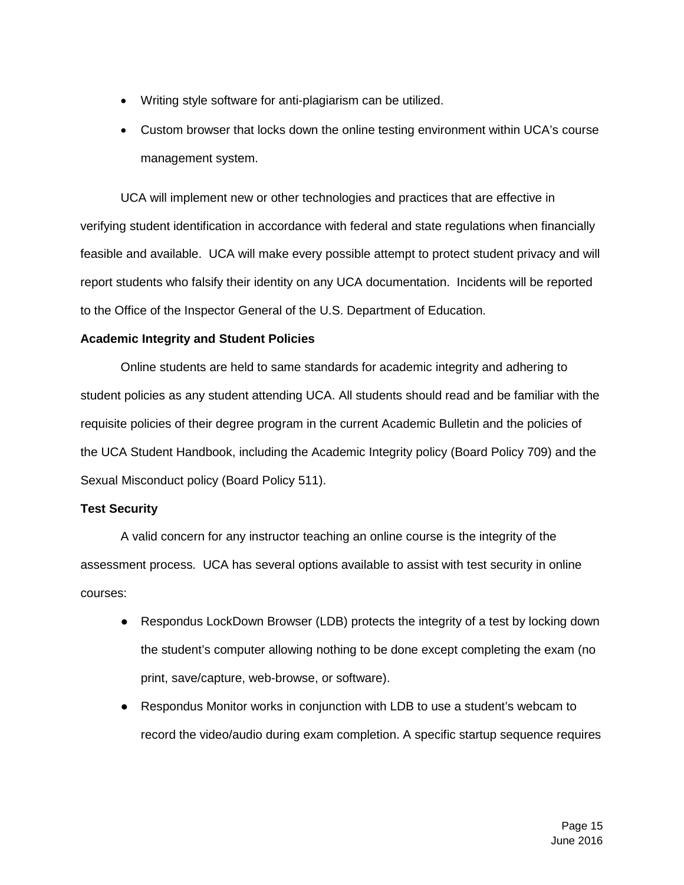- Writing style software for anti-plagiarism can be utilized.
- Custom browser that locks down the online testing environment within UCA's course management system.

UCA will implement new or other technologies and practices that are effective in verifying student identification in accordance with federal and state regulations when financially feasible and available. UCA will make every possible attempt to protect student privacy and will report students who falsify their identity on any UCA documentation. Incidents will be reported to the Office of the Inspector General of the U.S. Department of Education.

**Academic Integrity and Student Policies**

Online students are held to same standards for academic integrity and adhering to student policies as any student attending UCA. All students should read and be familiar with the requisite policies of their degree program in the current Academic Bulletin and the policies of the UCA Student Handbook, including the Academic Integrity policy (Board Policy 709) and the Sexual Misconduct policy (Board Policy 511).

**Test Security**

A valid concern for any instructor teaching an online course is the integrity of the assessment process. UCA has several options available to assist with test security in online courses:

- Respondus LockDown Browser (LDB) protects the integrity of a test by locking down the student's computer allowing nothing to be done except completing the exam (no print, save/capture, web-browse, or software).
- Respondus Monitor works in conjunction with LDB to use a student's webcam to record the video/audio during exam completion. A specific startup sequence requires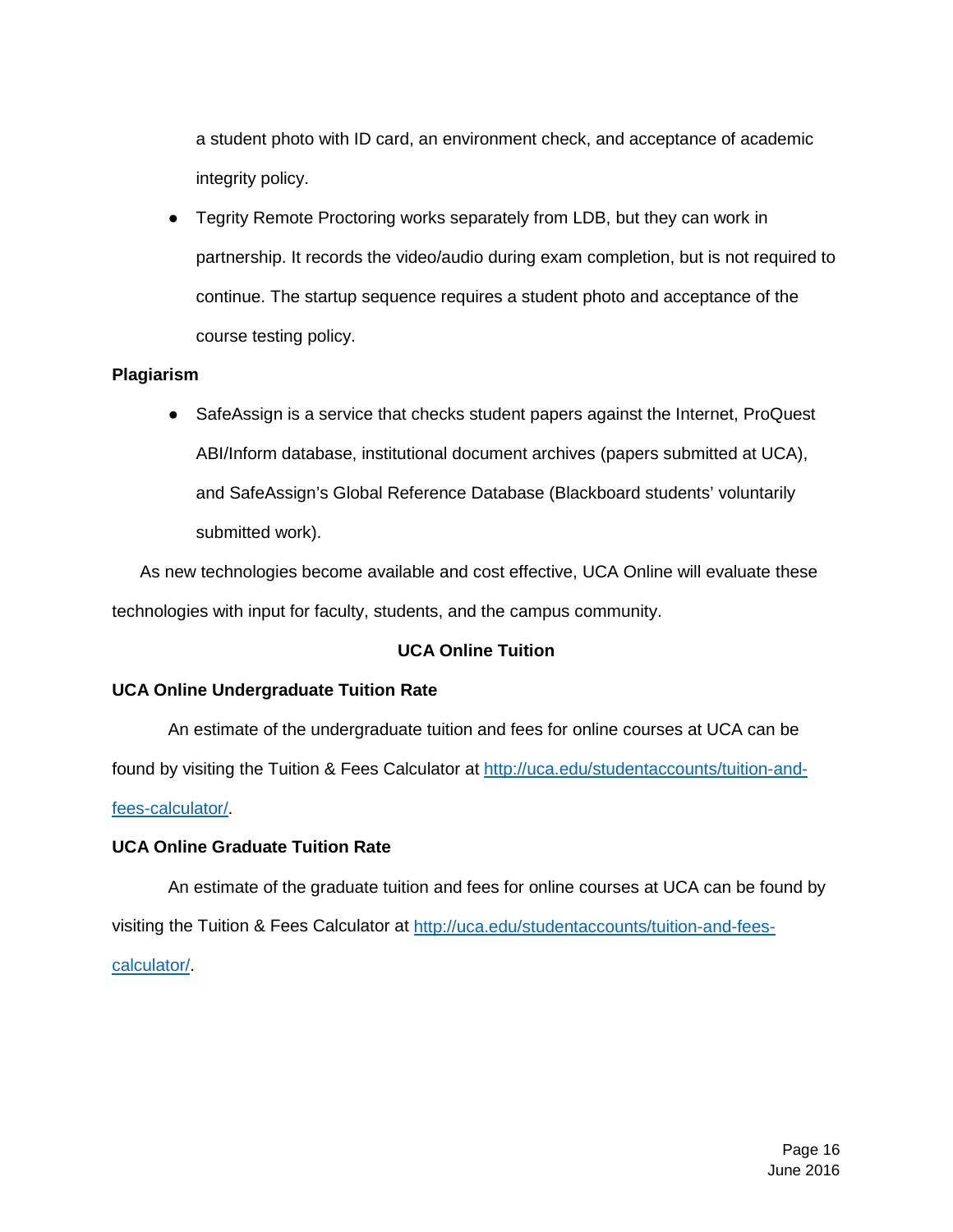a student photo with ID card, an environment check, and acceptance of academic integrity policy.

- Tegrity Remote Proctoring works separately from LDB, but they can work in partnership. It records the video/audio during exam completion, but is not required to continue. The startup sequence requires a student photo and acceptance of the course testing policy.

**Plagiarism**

- SafeAssign is a service that checks student papers against the Internet, ProQuest ABI/Inform database, institutional document archives (papers submitted at UCA), and SafeAssign's Global Reference Database (Blackboard students' voluntarily submitted work).

As new technologies become available and cost effective, UCA Online will evaluate these technologies with input for faculty, students, and the campus community.

## UCA Online Tuition

### UCA Online Undergraduate Tuition Rate

An estimate of the undergraduate tuition and fees for online courses at UCA can be found by visiting the Tuition & Fees Calculator at [http://uca.edu/studentaccounts/tuition-and-fees-calculator/](http://uca.edu/studentaccounts/tuition-and-fees-calculator/).

### UCA Online Graduate Tuition Rate

An estimate of the graduate tuition and fees for online courses at UCA can be found by visiting the Tuition & Fees Calculator at [http://uca.edu/studentaccounts/tuition-and-fees-calculator/](http://uca.edu/studentaccounts/tuition-and-fees-calculator/).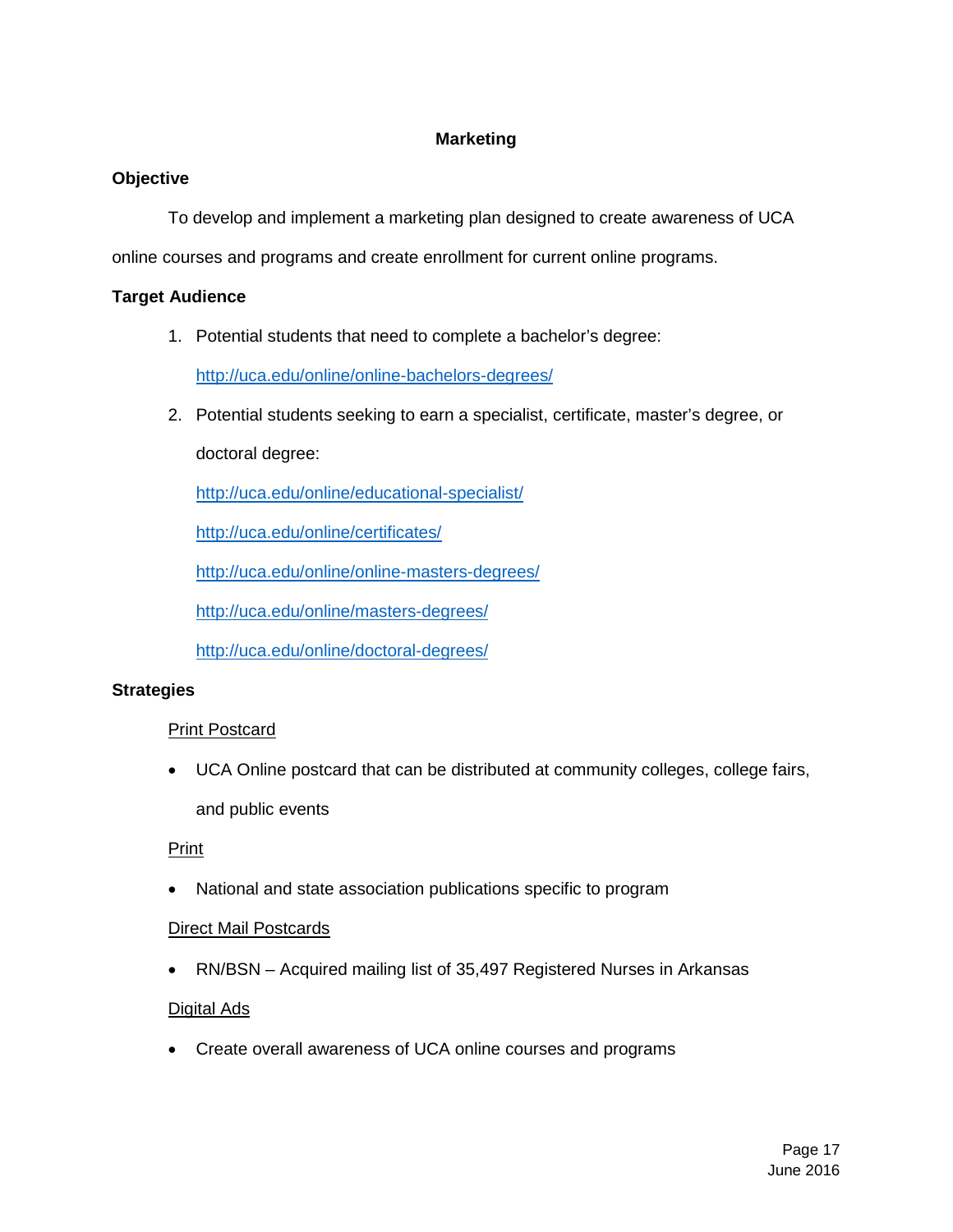## Marketing

### Objective

To develop and implement a marketing plan designed to create awareness of UCA online courses and programs and create enrollment for current online programs.

### Target Audience

1. Potential students that need to complete a bachelor's degree:
   http://uca.edu/online/online-bachelors-degrees/
2. Potential students seeking to earn a specialist, certificate, master's degree, or doctoral degree:
   http://uca.edu/online/educational-specialist/
   http://uca.edu/online/certificates/
   http://uca.edu/online/online-masters-degrees/
   http://uca.edu/online/masters-degrees/
   http://uca.edu/online/doctoral-degrees/

### Strategies

Print Postcard

- UCA Online postcard that can be distributed at community colleges, college fairs, and public events

Print

- National and state association publications specific to program

Direct Mail Postcards

- RN/BSN – Acquired mailing list of 35,497 Registered Nurses in Arkansas

Digital Ads

- Create overall awareness of UCA online courses and programs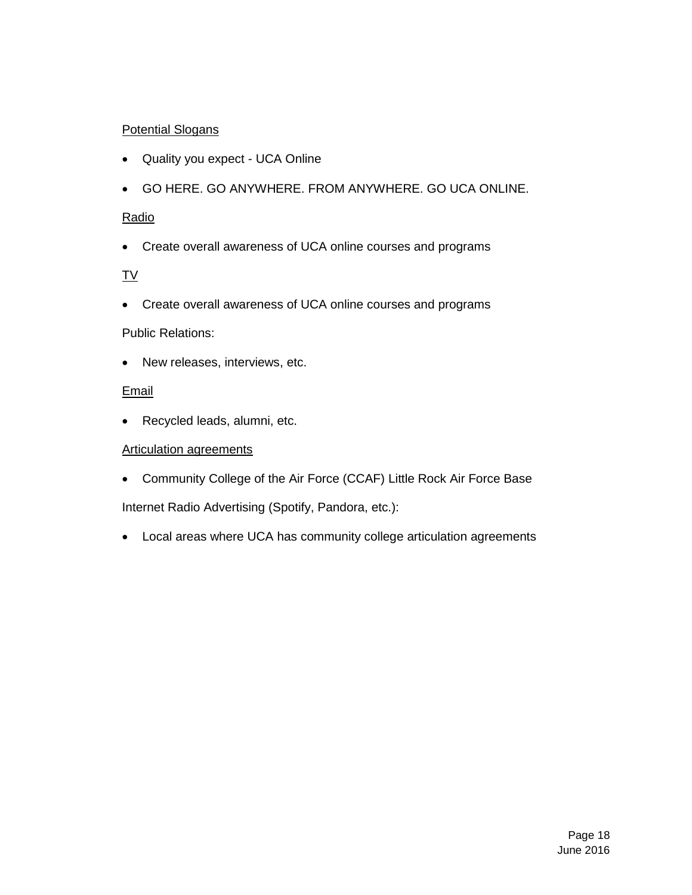<u>Potential Slogans</u>

- Quality you expect - UCA Online
- GO HERE. GO ANYWHERE. FROM ANYWHERE. GO UCA ONLINE.

<u>Radio</u>

- Create overall awareness of UCA online courses and programs

<u>TV</u>

- Create overall awareness of UCA online courses and programs

Public Relations:

- New releases, interviews, etc.

<u>Email</u>

- Recycled leads, alumni, etc.

<u>Articulation agreements</u>

- Community College of the Air Force (CCAF) Little Rock Air Force Base

Internet Radio Advertising (Spotify, Pandora, etc.):

- Local areas where UCA has community college articulation agreements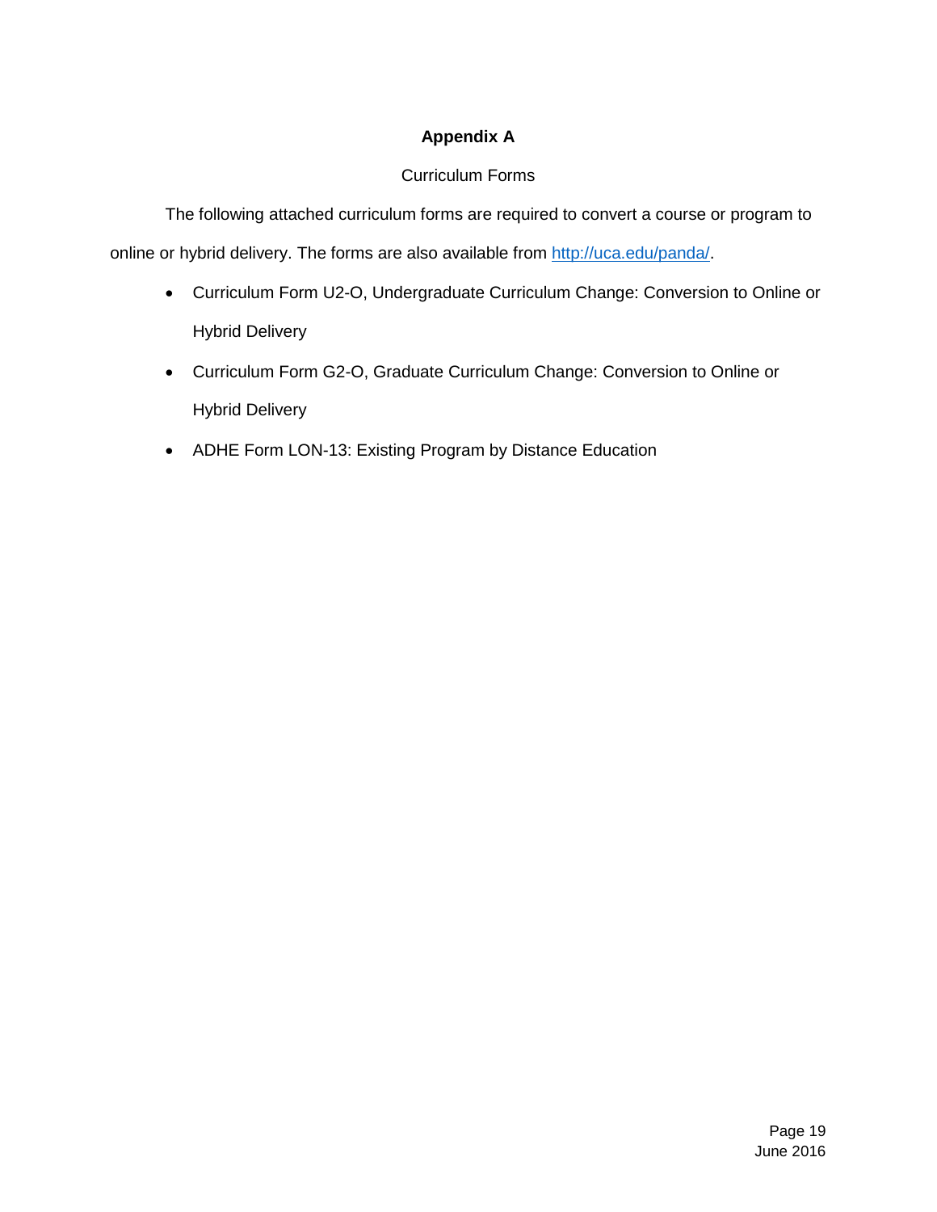# Appendix A

Curriculum Forms

The following attached curriculum forms are required to convert a course or program to online or hybrid delivery. The forms are also available from http://uca.edu/panda/.

- Curriculum Form U2-O, Undergraduate Curriculum Change: Conversion to Online or Hybrid Delivery
- Curriculum Form G2-O, Graduate Curriculum Change: Conversion to Online or Hybrid Delivery
- ADHE Form LON-13: Existing Program by Distance Education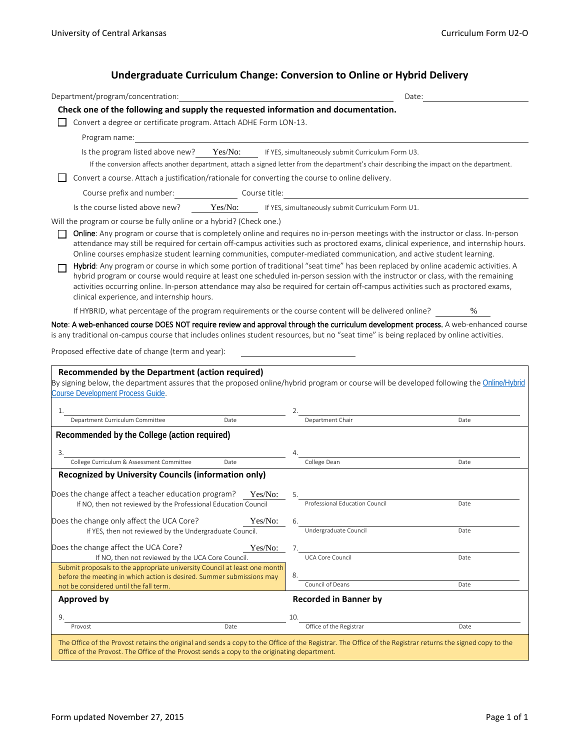# Undergraduate Curriculum Change: Conversion to Online or Hybrid Delivery

Department/program/concentration: ______________________________ Date: ______________

**Check one of the following and supply the requested information and documentation.**

☐ Convert a degree or certificate program. Attach ADHE Form LON-13.

Program name: ______________________________

Is the program listed above new? Yes/No: ____ If YES, simultaneously submit Curriculum Form U3.

If the conversion affects another department, attach a signed letter from the department's chair describing the impact on the department.

☐ Convert a course. Attach a justification/rationale for converting the course to online delivery.

Course prefix and number: ______________ Course title: ______________________________

Is the course listed above new? Yes/No: ____ If YES, simultaneously submit Curriculum Form U1.

Will the program or course be fully online or a hybrid? (Check one.)

☐ Online: Any program or course that is completely online and requires no in-person meetings with the instructor or class. In-person attendance may still be required for certain off-campus activities such as proctored exams, clinical experience, and internship hours. Online courses emphasize student learning communities, computer-mediated communication, and active student learning.

☐ Hybrid: Any program or course in which some portion of traditional "seat time" has been replaced by online academic activities. A hybrid program or course would require at least one scheduled in-person session with the instructor or class, with the remaining activities occurring online. In-person attendance may also be required for certain off-campus activities such as proctored exams, clinical experience, and internship hours.

If HYBRID, what percentage of the program requirements or the course content will be delivered online? ______ %

Note: A web-enhanced course DOES NOT require review and approval through the curriculum development process. A web-enhanced course is any traditional on-campus course that includes onlines student resources, but no "seat time" is being replaced by online activities.

Proposed effective date of change (term and year): ______________________

**Recommended by the Department (action required)**

By signing below, the department assures that the proposed online/hybrid program or course will be developed following the Online/Hybrid Course Development Process Guide.

1. ______________________________ Department Curriculum Committee — Date
2. ______________________________ Department Chair — Date

**Recommended by the College (action required)**

3. ______________________________ College Curriculum & Assessment Committee — Date
4. ______________________________ College Dean — Date

**Recognized by University Councils (information only)**

Does the change affect a teacher education program? Yes/No: ____
If NO, then not reviewed by the Professional Education Council

5. ______________________________ Professional Education Council — Date

Does the change only affect the UCA Core? Yes/No: ____
If YES, then not reviewed by the Undergraduate Council.

6. ______________________________ Undergraduate Council — Date

Does the change affect the UCA Core? Yes/No: ____
If NO, then not reviewed by the UCA Core Council.

7. ______________________________ UCA Core Council — Date

Submit proposals to the appropriate university Council at least one month before the meeting in which action is desired. Summer submissions may not be considered until the fall term.

8. ______________________________ Council of Deans — Date

**Approved by**

9. ______________________________ Provost — Date

**Recorded in Banner by**

10. ______________________________ Office of the Registrar — Date

The Office of the Provost retains the original and sends a copy to the Office of the Registrar. The Office of the Registrar returns the signed copy to the Office of the Provost. The Office of the Provost sends a copy to the originating department.

Form updated November 27, 2015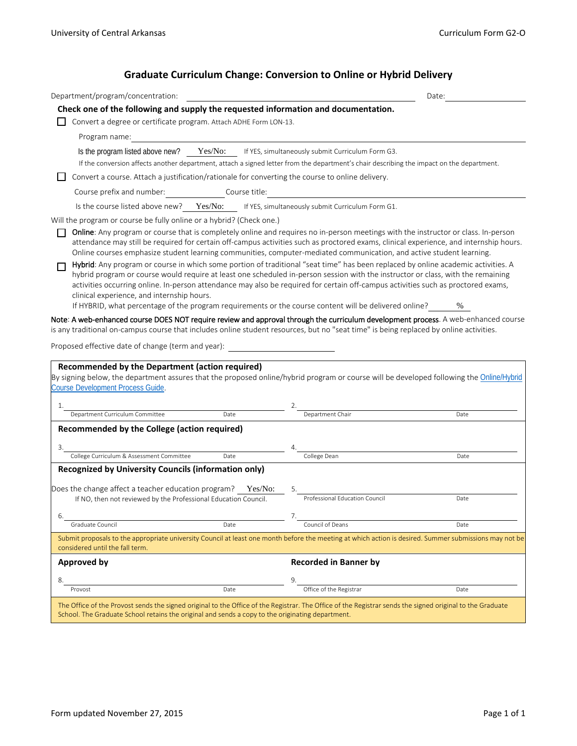# Graduate Curriculum Change: Conversion to Online or Hybrid Delivery

Department/program/concentration: ______________________ Date: __________

**Check one of the following and supply the requested information and documentation.**

☐ Convert a degree or certificate program. Attach ADHE Form LON-13.

Program name: ______________________

Is the program listed above new? Yes/No: ____ If YES, simultaneously submit Curriculum Form G3.

If the conversion affects another department, attach a signed letter from the department's chair describing the impact on the department.

☐ Convert a course. Attach a justification/rationale for converting the course to online delivery.

Course prefix and number: __________ Course title: ______________________

Is the course listed above new? Yes/No: ____ If YES, simultaneously submit Curriculum Form G1.

Will the program or course be fully online or a hybrid? (Check one.)

☐ Online: Any program or course that is completely online and requires no in-person meetings with the instructor or class. In-person attendance may still be required for certain off-campus activities such as proctored exams, clinical experience, and internship hours. Online courses emphasize student learning communities, computer-mediated communication, and active student learning.

☐ Hybrid: Any program or course in which some portion of traditional "seat time" has been replaced by online academic activities. A hybrid program or course would require at least one scheduled in-person session with the instructor or class, with the remaining activities occurring online. In-person attendance may also be required for certain off-campus activities such as proctored exams, clinical experience, and internship hours.
If HYBRID, what percentage of the program requirements or the course content will be delivered online? ____ %

Note: A web-enhanced course DOES NOT require review and approval through the curriculum development process. A web-enhanced course is any traditional on-campus course that includes online student resources, but no "seat time" is being replaced by online activities.

Proposed effective date of change (term and year): ______________

**Recommended by the Department (action required)**

By signing below, the department assures that the proposed online/hybrid program or course will be developed following the Online/Hybrid Course Development Process Guide.

| | | | |
|---|---|---|---|
| 1. Department Curriculum Committee | Date | 2. Department Chair | Date |

**Recommended by the College (action required)**

| | | | |
|---|---|---|---|
| 3. College Curriculum & Assessment Committee | Date | 4. College Dean | Date |

**Recognized by University Councils (information only)**

Does the change affect a teacher education program? Yes/No: ____
If NO, then not reviewed by the Professional Education Council.

| | | | |
|---|---|---|---|
| | | 5. Professional Education Council | Date |
| 6. Graduate Council | Date | 7. Council of Deans | Date |

Submit proposals to the appropriate university Council at least one month before the meeting at which action is desired. Summer submissions may not be considered until the fall term.

| **Approved by** | | **Recorded in Banner by** | |
|---|---|---|---|
| 8. Provost | Date | 9. Office of the Registrar | Date |

The Office of the Provost sends the signed original to the Office of the Registrar. The Office of the Registrar sends the signed original to the Graduate School. The Graduate School retains the original and sends a copy to the originating department.

Form updated November 27, 2015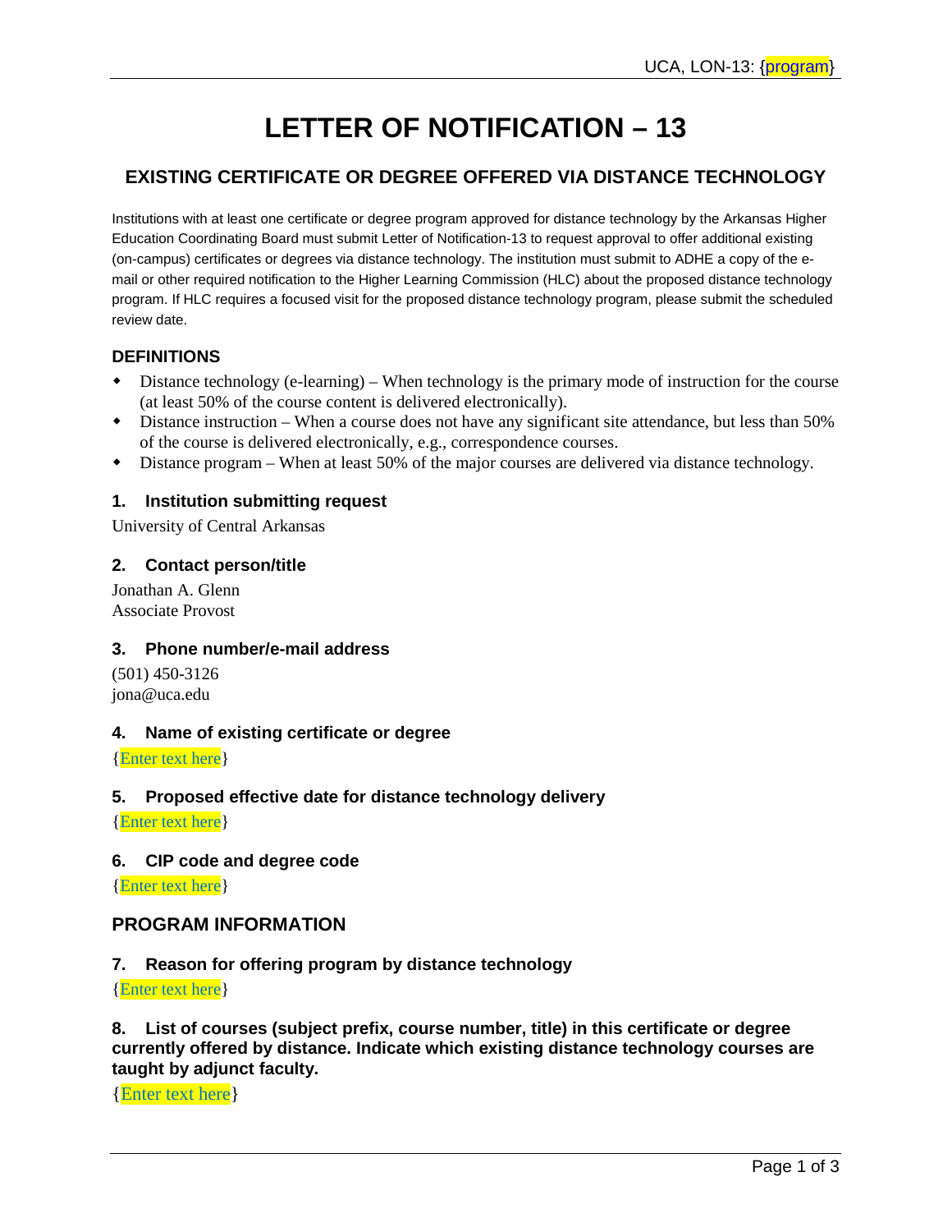# LETTER OF NOTIFICATION – 13

## EXISTING CERTIFICATE OR DEGREE OFFERED VIA DISTANCE TECHNOLOGY

Institutions with at least one certificate or degree program approved for distance technology by the Arkansas Higher Education Coordinating Board must submit Letter of Notification-13 to request approval to offer additional existing (on-campus) certificates or degrees via distance technology. The institution must submit to ADHE a copy of the e-mail or other required notification to the Higher Learning Commission (HLC) about the proposed distance technology program. If HLC requires a focused visit for the proposed distance technology program, please submit the scheduled review date.

### DEFINITIONS

- Distance technology (e-learning) – When technology is the primary mode of instruction for the course (at least 50% of the course content is delivered electronically).
- Distance instruction – When a course does not have any significant site attendance, but less than 50% of the course is delivered electronically, e.g., correspondence courses.
- Distance program – When at least 50% of the major courses are delivered via distance technology.

### 1. Institution submitting request

University of Central Arkansas

### 2. Contact person/title

Jonathan A. Glenn
Associate Provost

### 3. Phone number/e-mail address

(501) 450-3126
jona@uca.edu

### 4. Name of existing certificate or degree

{Enter text here}

### 5. Proposed effective date for distance technology delivery

{Enter text here}

### 6. CIP code and degree code

{Enter text here}

### PROGRAM INFORMATION

### 7. Reason for offering program by distance technology

{Enter text here}

### 8. List of courses (subject prefix, course number, title) in this certificate or degree currently offered by distance. Indicate which existing distance technology courses are taught by adjunct faculty.

{Enter text here}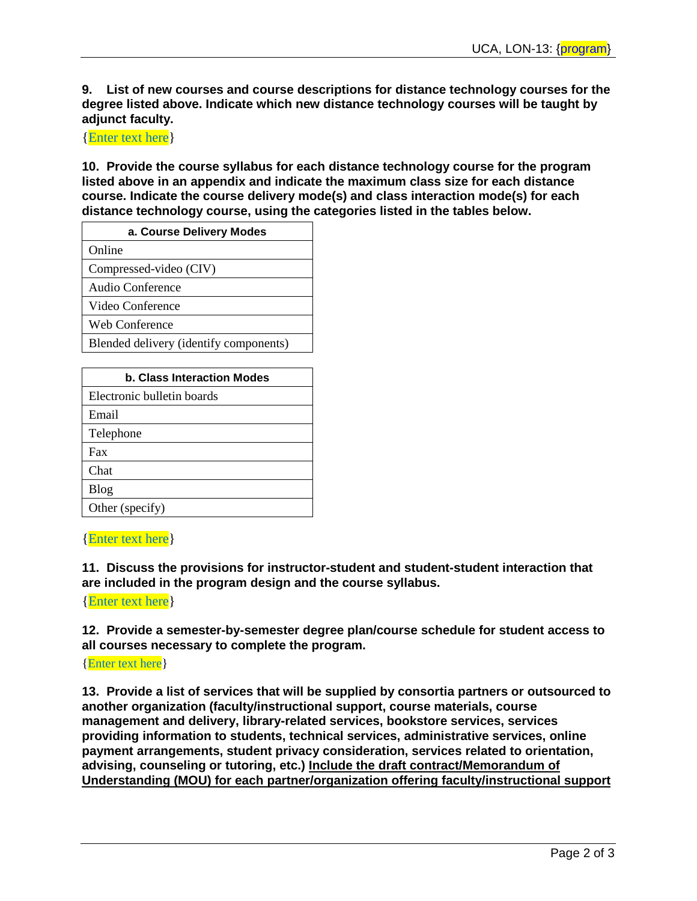**9. List of new courses and course descriptions for distance technology courses for the degree listed above. Indicate which new distance technology courses will be taught by adjunct faculty.**

{Enter text here}

**10. Provide the course syllabus for each distance technology course for the program listed above in an appendix and indicate the maximum class size for each distance course. Indicate the course delivery mode(s) and class interaction mode(s) for each distance technology course, using the categories listed in the tables below.**

| a. Course Delivery Modes |
| --- |
| Online |
| Compressed-video (CIV) |
| Audio Conference |
| Video Conference |
| Web Conference |
| Blended delivery (identify components) |

| b. Class Interaction Modes |
| --- |
| Electronic bulletin boards |
| Email |
| Telephone |
| Fax |
| Chat |
| Blog |
| Other (specify) |

{Enter text here}

**11. Discuss the provisions for instructor-student and student-student interaction that are included in the program design and the course syllabus.**

{Enter text here}

**12. Provide a semester-by-semester degree plan/course schedule for student access to all courses necessary to complete the program.**

{Enter text here}

**13. Provide a list of services that will be supplied by consortia partners or outsourced to another organization (faculty/instructional support, course materials, course management and delivery, library-related services, bookstore services, services providing information to students, technical services, administrative services, online payment arrangements, student privacy consideration, services related to orientation, advising, counseling or tutoring, etc.) <u>Include the draft contract/Memorandum of Understanding (MOU) for each partner/organization offering faculty/instructional support</u>**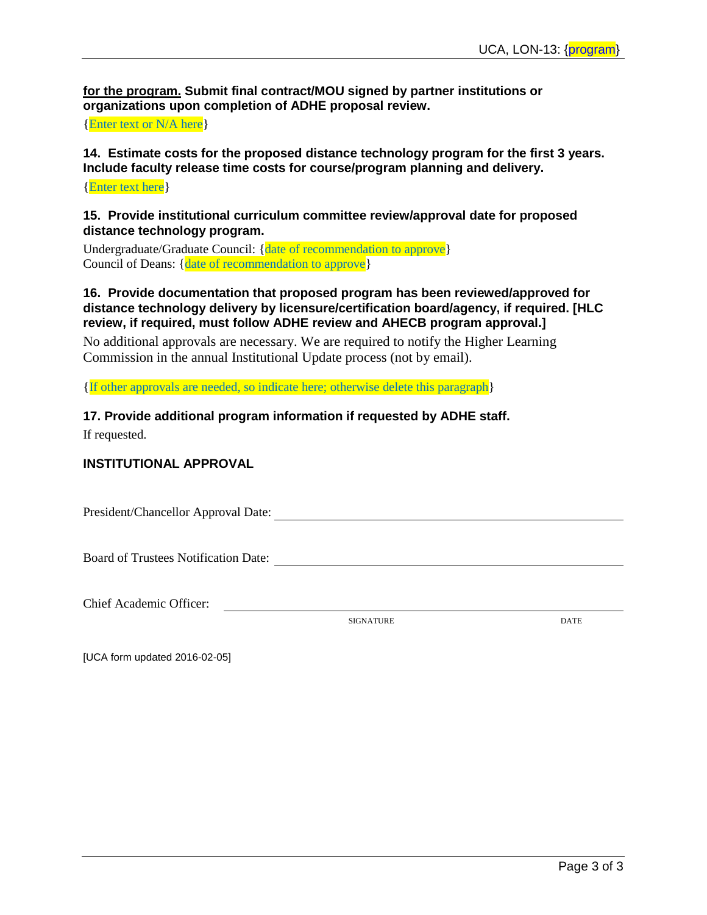**for the program. Submit final contract/MOU signed by partner institutions or organizations upon completion of ADHE proposal review.**

{Enter text or N/A here}

**14. Estimate costs for the proposed distance technology program for the first 3 years. Include faculty release time costs for course/program planning and delivery.**

{Enter text here}

**15. Provide institutional curriculum committee review/approval date for proposed distance technology program.**

Undergraduate/Graduate Council: {date of recommendation to approve}
Council of Deans: {date of recommendation to approve}

**16. Provide documentation that proposed program has been reviewed/approved for distance technology delivery by licensure/certification board/agency, if required. [HLC review, if required, must follow ADHE review and AHECB program approval.]**

No additional approvals are necessary. We are required to notify the Higher Learning Commission in the annual Institutional Update process (not by email).

{If other approvals are needed, so indicate here; otherwise delete this paragraph}

**17. Provide additional program information if requested by ADHE staff.**

If requested.

**INSTITUTIONAL APPROVAL**

President/Chancellor Approval Date: \_\_\_\_\_\_\_\_\_\_\_\_\_\_\_\_\_\_\_\_\_\_\_\_\_\_\_\_\_\_

Board of Trustees Notification Date: \_\_\_\_\_\_\_\_\_\_\_\_\_\_\_\_\_\_\_\_\_\_\_\_\_\_\_\_\_\_

Chief Academic Officer: \_\_\_\_\_\_\_\_\_\_\_\_\_\_\_\_\_\_\_\_\_\_\_\_\_\_\_\_\_\_

SIGNATURE DATE

[UCA form updated 2016-02-05]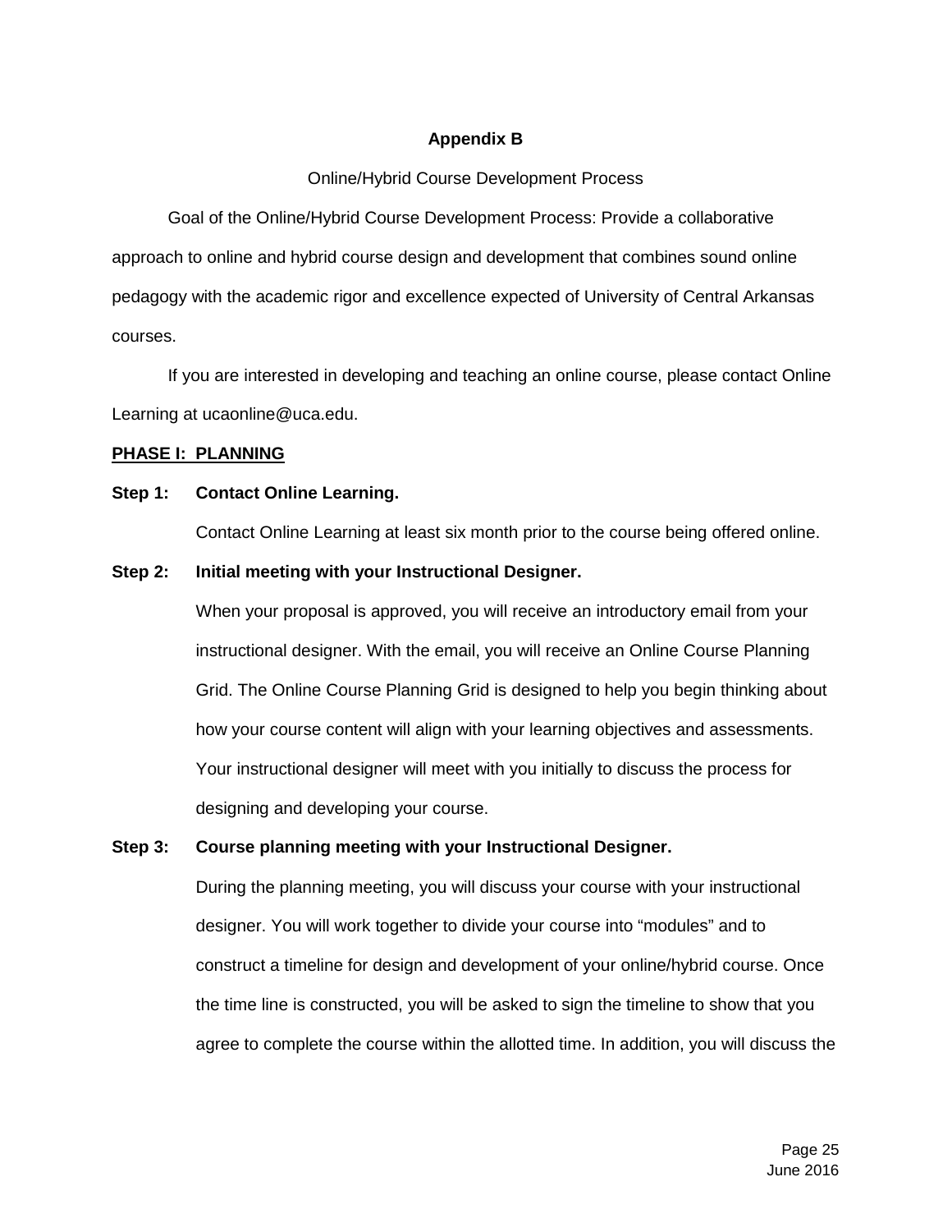# Appendix B

Online/Hybrid Course Development Process

Goal of the Online/Hybrid Course Development Process: Provide a collaborative approach to online and hybrid course design and development that combines sound online pedagogy with the academic rigor and excellence expected of University of Central Arkansas courses.

If you are interested in developing and teaching an online course, please contact Online Learning at ucaonline@uca.edu.

## PHASE I: PLANNING

**Step 1: Contact Online Learning.**

Contact Online Learning at least six month prior to the course being offered online.

**Step 2: Initial meeting with your Instructional Designer.**

When your proposal is approved, you will receive an introductory email from your instructional designer. With the email, you will receive an Online Course Planning Grid. The Online Course Planning Grid is designed to help you begin thinking about how your course content will align with your learning objectives and assessments. Your instructional designer will meet with you initially to discuss the process for designing and developing your course.

**Step 3: Course planning meeting with your Instructional Designer.**

During the planning meeting, you will discuss your course with your instructional designer. You will work together to divide your course into "modules" and to construct a timeline for design and development of your online/hybrid course. Once the time line is constructed, you will be asked to sign the timeline to show that you agree to complete the course within the allotted time. In addition, you will discuss the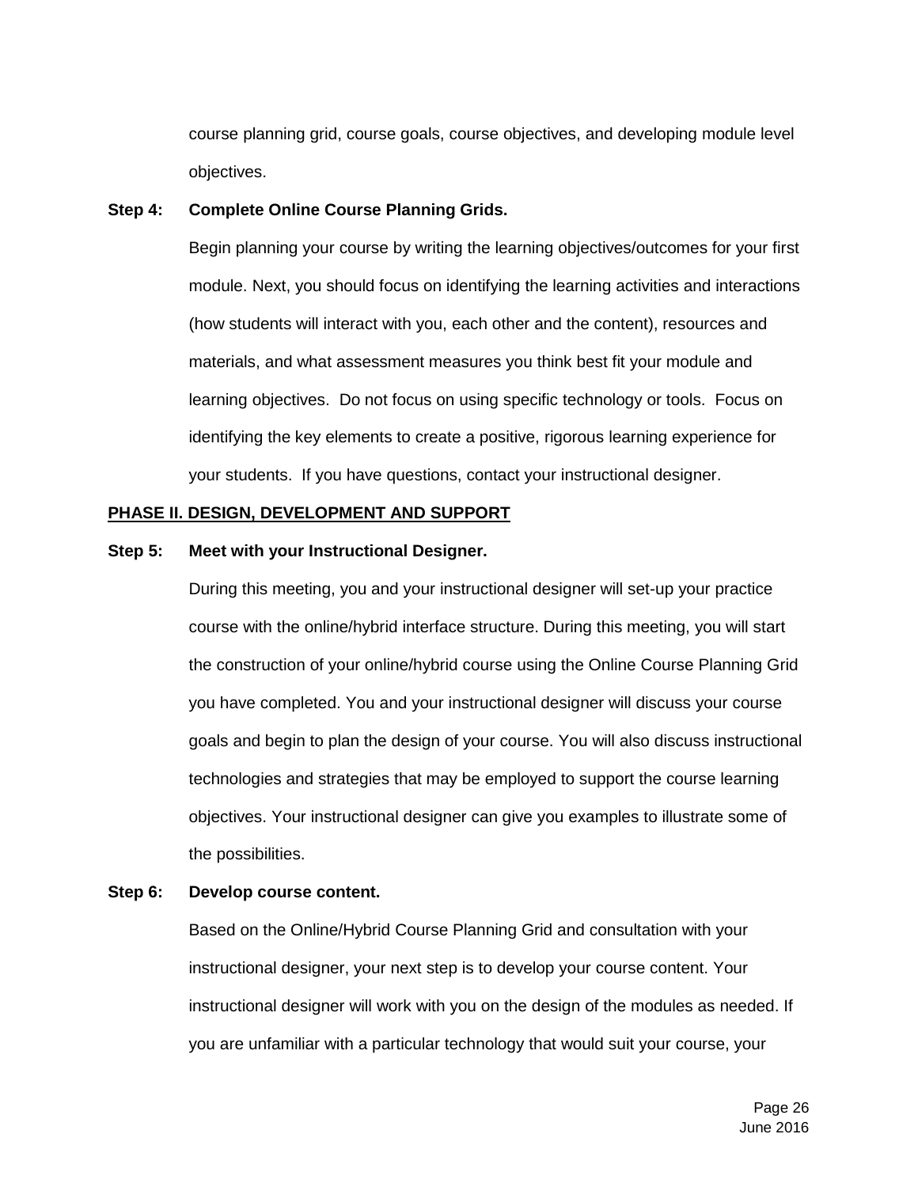course planning grid, course goals, course objectives, and developing module level objectives.

**Step 4: Complete Online Course Planning Grids.**

Begin planning your course by writing the learning objectives/outcomes for your first module. Next, you should focus on identifying the learning activities and interactions (how students will interact with you, each other and the content), resources and materials, and what assessment measures you think best fit your module and learning objectives. Do not focus on using specific technology or tools. Focus on identifying the key elements to create a positive, rigorous learning experience for your students. If you have questions, contact your instructional designer.

## PHASE II. DESIGN, DEVELOPMENT AND SUPPORT

**Step 5: Meet with your Instructional Designer.**

During this meeting, you and your instructional designer will set-up your practice course with the online/hybrid interface structure. During this meeting, you will start the construction of your online/hybrid course using the Online Course Planning Grid you have completed. You and your instructional designer will discuss your course goals and begin to plan the design of your course. You will also discuss instructional technologies and strategies that may be employed to support the course learning objectives. Your instructional designer can give you examples to illustrate some of the possibilities.

**Step 6: Develop course content.**

Based on the Online/Hybrid Course Planning Grid and consultation with your instructional designer, your next step is to develop your course content. Your instructional designer will work with you on the design of the modules as needed. If you are unfamiliar with a particular technology that would suit your course, your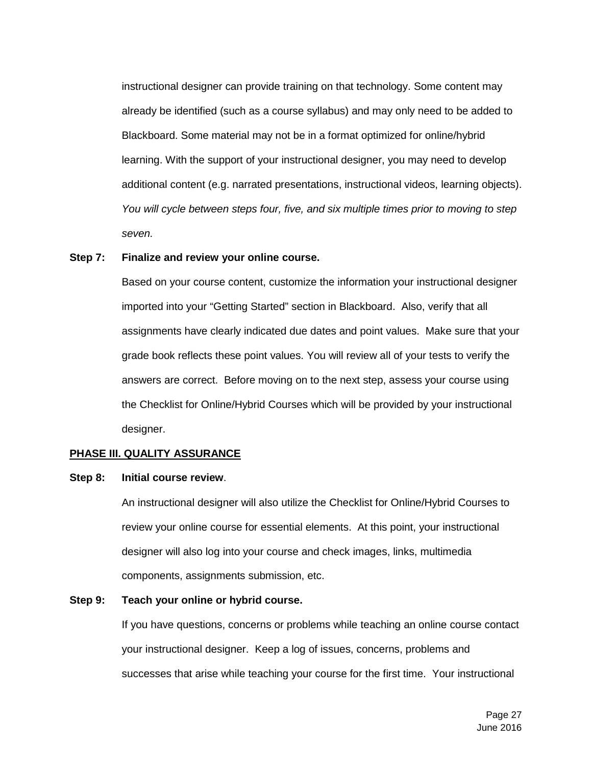instructional designer can provide training on that technology. Some content may already be identified (such as a course syllabus) and may only need to be added to Blackboard. Some material may not be in a format optimized for online/hybrid learning. With the support of your instructional designer, you may need to develop additional content (e.g. narrated presentations, instructional videos, learning objects). *You will cycle between steps four, five, and six multiple times prior to moving to step seven.*

**Step 7: Finalize and review your online course.**

Based on your course content, customize the information your instructional designer imported into your "Getting Started" section in Blackboard. Also, verify that all assignments have clearly indicated due dates and point values. Make sure that your grade book reflects these point values. You will review all of your tests to verify the answers are correct. Before moving on to the next step, assess your course using the Checklist for Online/Hybrid Courses which will be provided by your instructional designer.

## PHASE III. QUALITY ASSURANCE

**Step 8: Initial course review**.

An instructional designer will also utilize the Checklist for Online/Hybrid Courses to review your online course for essential elements. At this point, your instructional designer will also log into your course and check images, links, multimedia components, assignments submission, etc.

**Step 9: Teach your online or hybrid course.**

If you have questions, concerns or problems while teaching an online course contact your instructional designer. Keep a log of issues, concerns, problems and successes that arise while teaching your course for the first time. Your instructional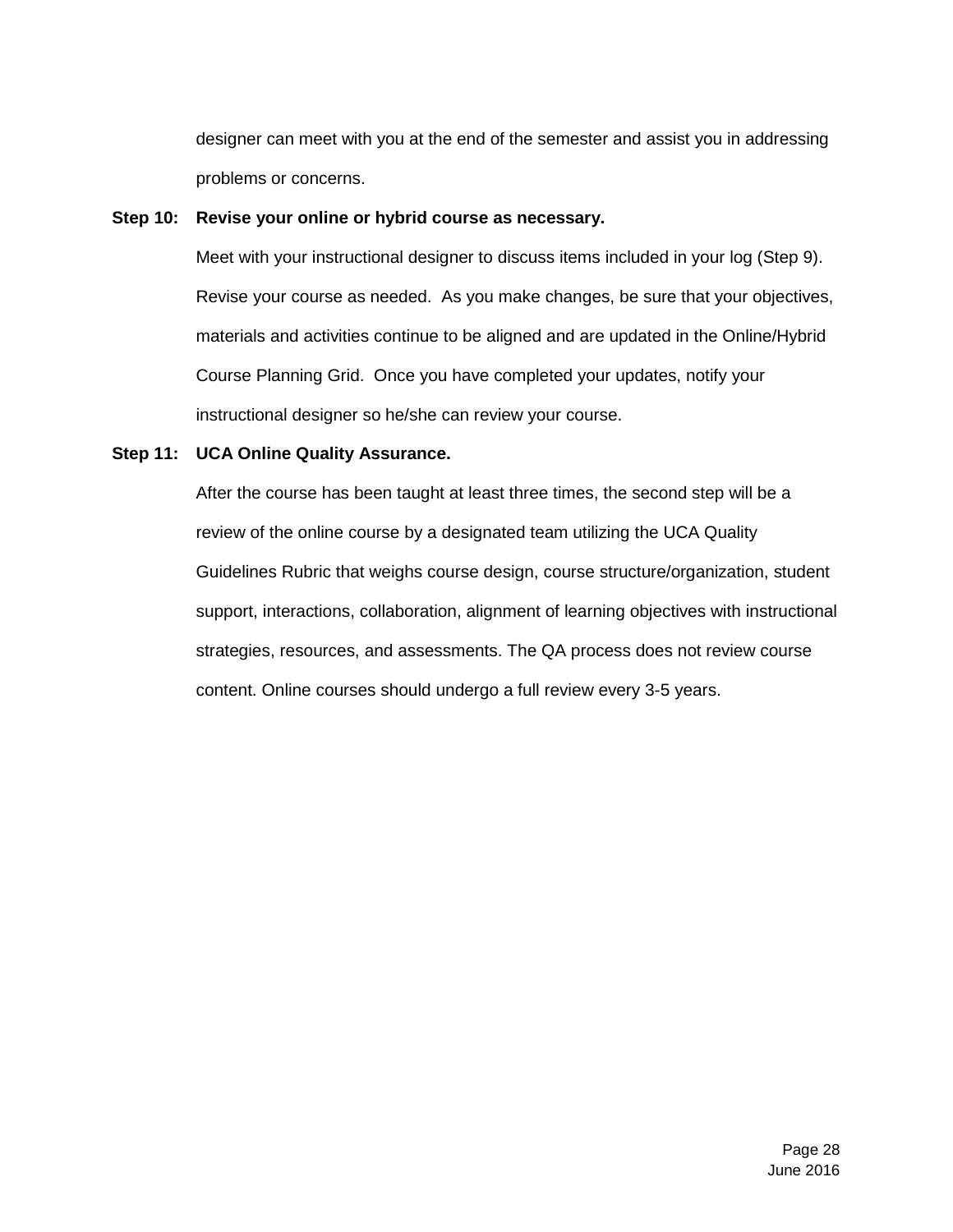designer can meet with you at the end of the semester and assist you in addressing problems or concerns.

**Step 10: Revise your online or hybrid course as necessary.**

Meet with your instructional designer to discuss items included in your log (Step 9). Revise your course as needed. As you make changes, be sure that your objectives, materials and activities continue to be aligned and are updated in the Online/Hybrid Course Planning Grid. Once you have completed your updates, notify your instructional designer so he/she can review your course.

**Step 11: UCA Online Quality Assurance.**

After the course has been taught at least three times, the second step will be a review of the online course by a designated team utilizing the UCA Quality Guidelines Rubric that weighs course design, course structure/organization, student support, interactions, collaboration, alignment of learning objectives with instructional strategies, resources, and assessments. The QA process does not review course content. Online courses should undergo a full review every 3-5 years.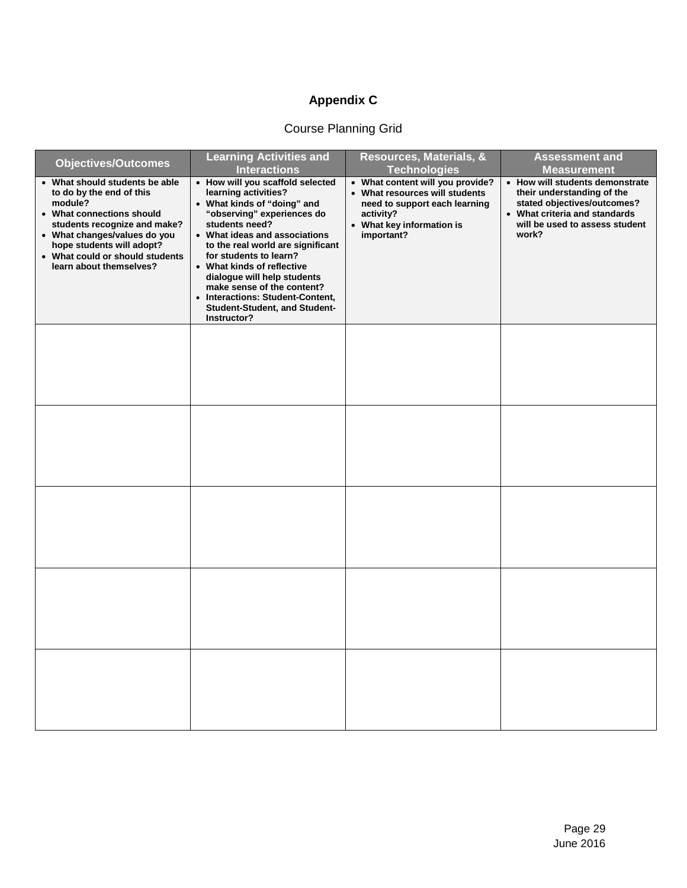## Appendix C

Course Planning Grid

| Objectives/Outcomes | Learning Activities and Interactions | Resources, Materials, & Technologies | Assessment and Measurement |
|---|---|---|---|
| • What should students be able to do by the end of this module?<br>• What connections should students recognize and make?<br>• What changes/values do you hope students will adopt?<br>• What could or should students learn about themselves? | • How will you scaffold selected learning activities?<br>• What kinds of "doing" and "observing" experiences do students need?<br>• What ideas and associations to the real world are significant for students to learn?<br>• What kinds of reflective dialogue will help students make sense of the content?<br>• Interactions: Student-Content, Student-Student, and Student-Instructor? | • What content will you provide?<br>• What resources will students need to support each learning activity?<br>• What key information is important? | • How will students demonstrate their understanding of the stated objectives/outcomes?<br>• What criteria and standards will be used to assess student work? |
| | | | |
| | | | |
| | | | |
| | | | |
| | | | |

June 2016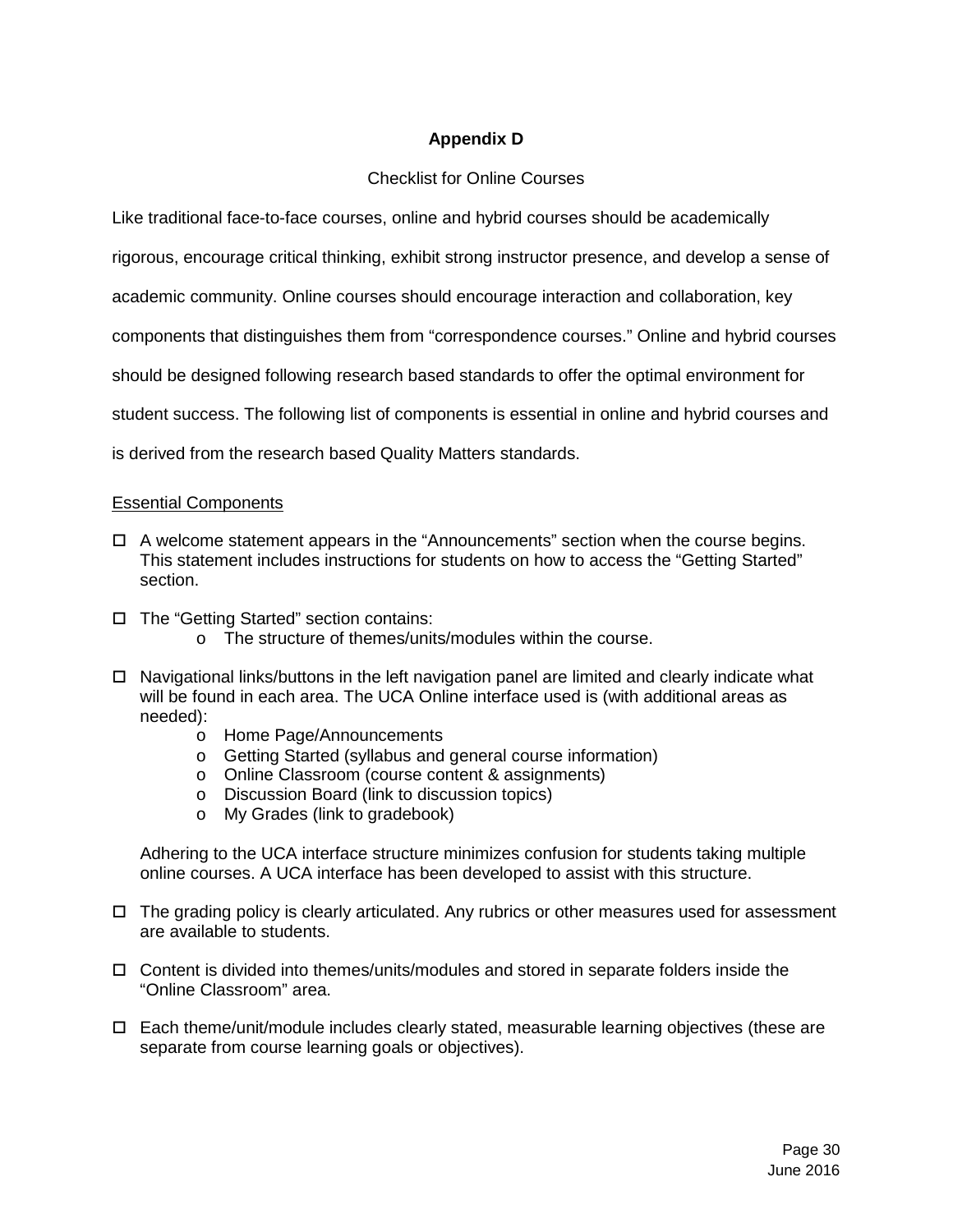## Appendix D

Checklist for Online Courses

Like traditional face-to-face courses, online and hybrid courses should be academically rigorous, encourage critical thinking, exhibit strong instructor presence, and develop a sense of academic community. Online courses should encourage interaction and collaboration, key components that distinguishes them from "correspondence courses." Online and hybrid courses should be designed following research based standards to offer the optimal environment for student success. The following list of components is essential in online and hybrid courses and is derived from the research based Quality Matters standards.

<u>Essential Components</u>

- ☐ A welcome statement appears in the "Announcements" section when the course begins. This statement includes instructions for students on how to access the "Getting Started" section.

- ☐ The "Getting Started" section contains:
  - o The structure of themes/units/modules within the course.

- ☐ Navigational links/buttons in the left navigation panel are limited and clearly indicate what will be found in each area. The UCA Online interface used is (with additional areas as needed):
  - o Home Page/Announcements
  - o Getting Started (syllabus and general course information)
  - o Online Classroom (course content & assignments)
  - o Discussion Board (link to discussion topics)
  - o My Grades (link to gradebook)

  Adhering to the UCA interface structure minimizes confusion for students taking multiple online courses. A UCA interface has been developed to assist with this structure.

- ☐ The grading policy is clearly articulated. Any rubrics or other measures used for assessment are available to students.

- ☐ Content is divided into themes/units/modules and stored in separate folders inside the "Online Classroom" area.

- ☐ Each theme/unit/module includes clearly stated, measurable learning objectives (these are separate from course learning goals or objectives).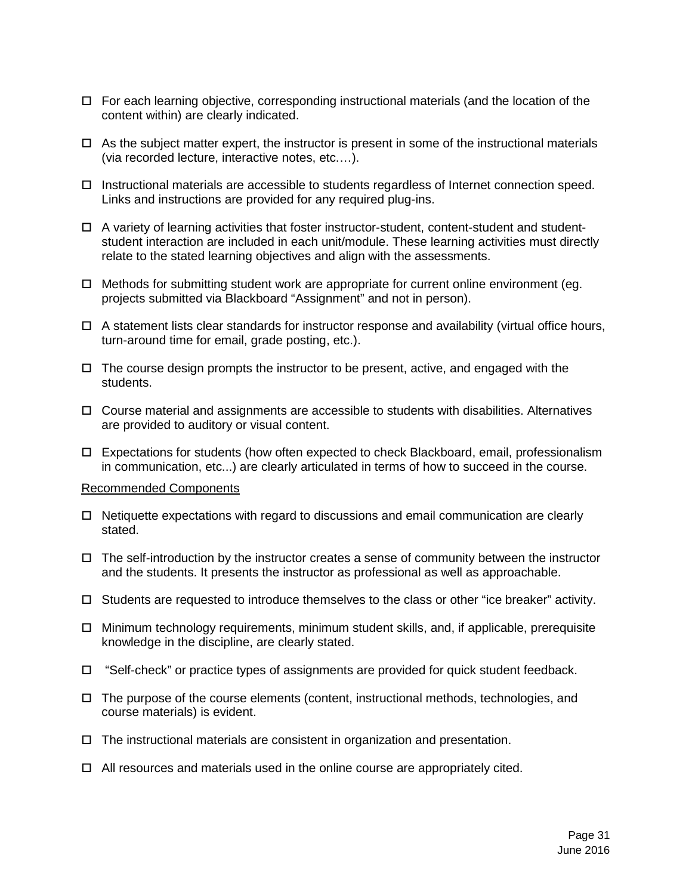- ☐ For each learning objective, corresponding instructional materials (and the location of the content within) are clearly indicated.

- ☐ As the subject matter expert, the instructor is present in some of the instructional materials (via recorded lecture, interactive notes, etc.…).

- ☐ Instructional materials are accessible to students regardless of Internet connection speed. Links and instructions are provided for any required plug-ins.

- ☐ A variety of learning activities that foster instructor-student, content-student and student-student interaction are included in each unit/module. These learning activities must directly relate to the stated learning objectives and align with the assessments.

- ☐ Methods for submitting student work are appropriate for current online environment (eg. projects submitted via Blackboard "Assignment" and not in person).

- ☐ A statement lists clear standards for instructor response and availability (virtual office hours, turn-around time for email, grade posting, etc.).

- ☐ The course design prompts the instructor to be present, active, and engaged with the students.

- ☐ Course material and assignments are accessible to students with disabilities. Alternatives are provided to auditory or visual content.

- ☐ Expectations for students (how often expected to check Blackboard, email, professionalism in communication, etc...) are clearly articulated in terms of how to succeed in the course.

<u>Recommended Components</u>

- ☐ Netiquette expectations with regard to discussions and email communication are clearly stated.

- ☐ The self-introduction by the instructor creates a sense of community between the instructor and the students. It presents the instructor as professional as well as approachable.

- ☐ Students are requested to introduce themselves to the class or other "ice breaker" activity.

- ☐ Minimum technology requirements, minimum student skills, and, if applicable, prerequisite knowledge in the discipline, are clearly stated.

- ☐ "Self-check" or practice types of assignments are provided for quick student feedback.

- ☐ The purpose of the course elements (content, instructional methods, technologies, and course materials) is evident.

- ☐ The instructional materials are consistent in organization and presentation.

- ☐ All resources and materials used in the online course are appropriately cited.

June 2016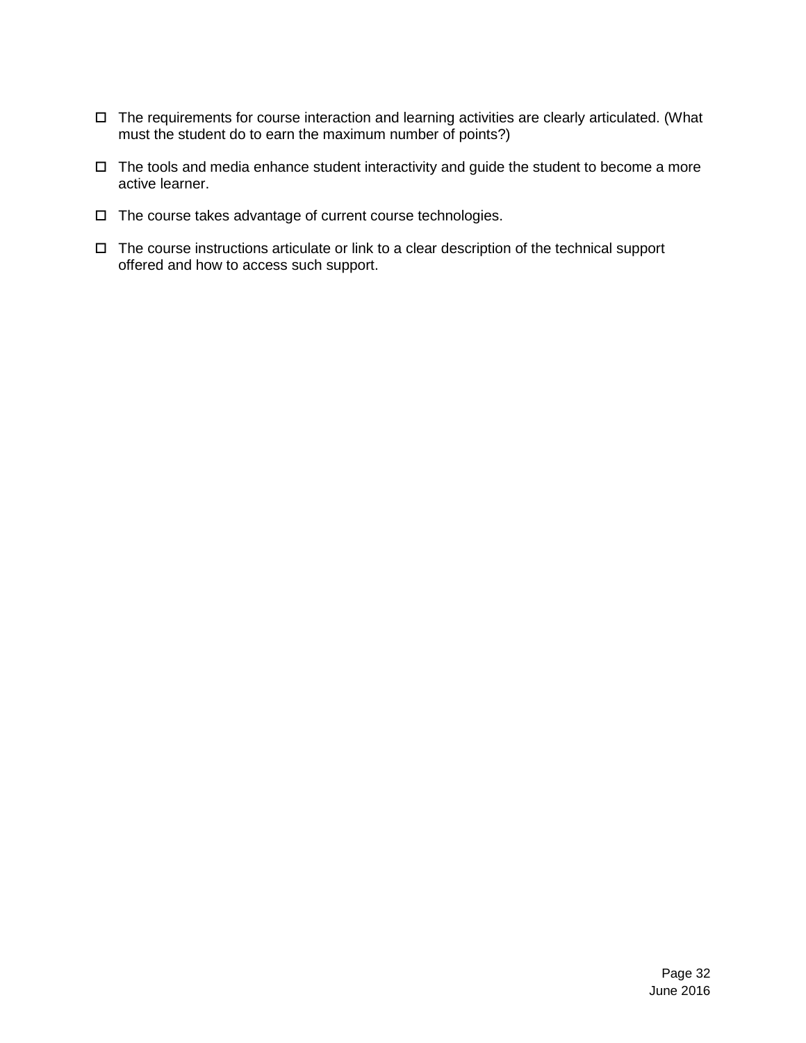- ☐ The requirements for course interaction and learning activities are clearly articulated. (What must the student do to earn the maximum number of points?)
- ☐ The tools and media enhance student interactivity and guide the student to become a more active learner.
- ☐ The course takes advantage of current course technologies.
- ☐ The course instructions articulate or link to a clear description of the technical support offered and how to access such support.